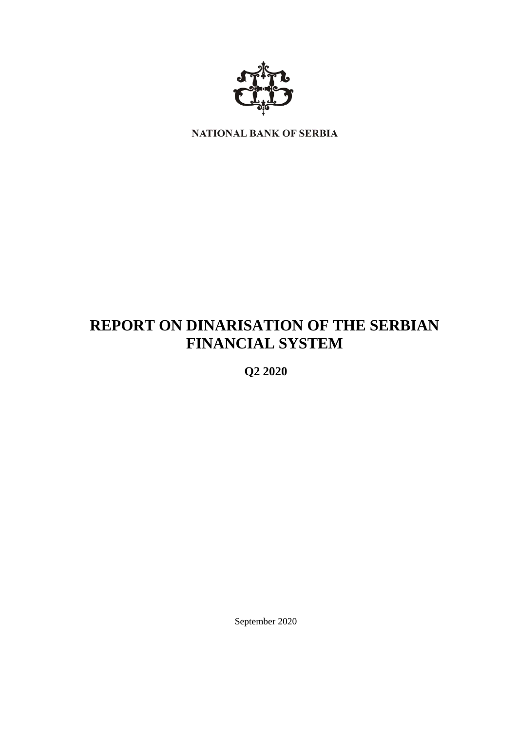NATIONAL BANK OF SERBIA

# REPORT ON DINARISATION OF THE SERBIAN FINANCIAL SYSTEM

**Q2 2020**

September 2020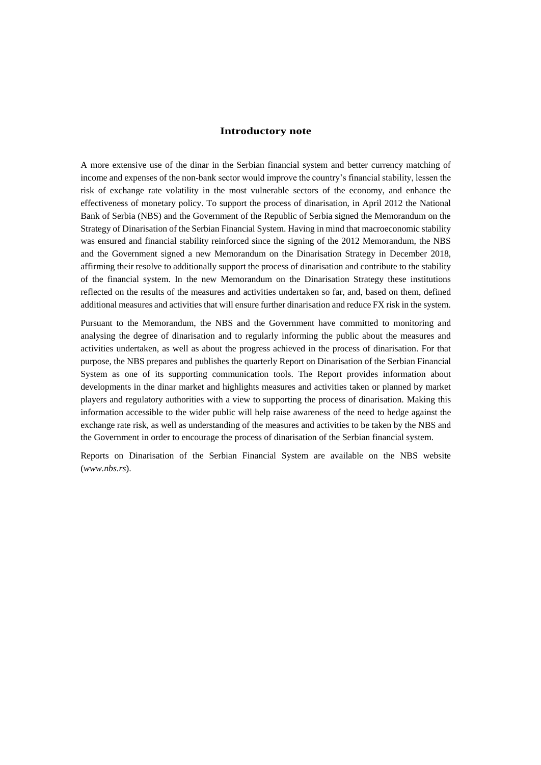## Introductory note

A more extensive use of the dinar in the Serbian financial system and better currency matching of income and expenses of the non-bank sector would improve the country's financial stability, lessen the risk of exchange rate volatility in the most vulnerable sectors of the economy, and enhance the effectiveness of monetary policy. To support the process of dinarisation, in April 2012 the National Bank of Serbia (NBS) and the Government of the Republic of Serbia signed the Memorandum on the Strategy of Dinarisation of the Serbian Financial System. Having in mind that macroeconomic stability was ensured and financial stability reinforced since the signing of the 2012 Memorandum, the NBS and the Government signed a new Memorandum on the Dinarisation Strategy in December 2018, affirming their resolve to additionally support the process of dinarisation and contribute to the stability of the financial system. In the new Memorandum on the Dinarisation Strategy these institutions reflected on the results of the measures and activities undertaken so far, and, based on them, defined additional measures and activities that will ensure further dinarisation and reduce FX risk in the system.

Pursuant to the Memorandum, the NBS and the Government have committed to monitoring and analysing the degree of dinarisation and to regularly informing the public about the measures and activities undertaken, as well as about the progress achieved in the process of dinarisation. For that purpose, the NBS prepares and publishes the quarterly Report on Dinarisation of the Serbian Financial System as one of its supporting communication tools. The Report provides information about developments in the dinar market and highlights measures and activities taken or planned by market players and regulatory authorities with a view to supporting the process of dinarisation. Making this information accessible to the wider public will help raise awareness of the need to hedge against the exchange rate risk, as well as understanding of the measures and activities to be taken by the NBS and the Government in order to encourage the process of dinarisation of the Serbian financial system.

Reports on Dinarisation of the Serbian Financial System are available on the NBS website (*www.nbs.rs*).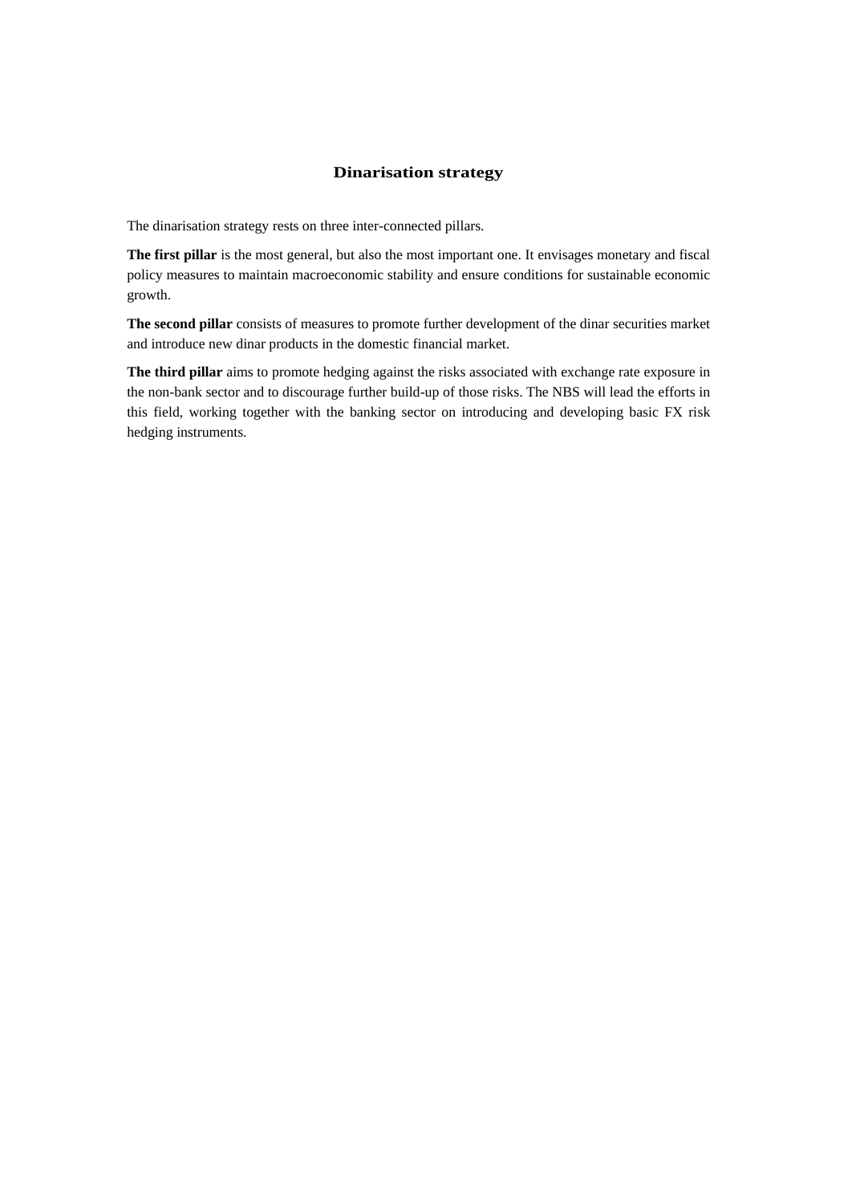## Dinarisation strategy

The dinarisation strategy rests on three inter-connected pillars.

**The first pillar** is the most general, but also the most important one. It envisages monetary and fiscal policy measures to maintain macroeconomic stability and ensure conditions for sustainable economic growth.

**The second pillar** consists of measures to promote further development of the dinar securities market and introduce new dinar products in the domestic financial market.

**The third pillar** aims to promote hedging against the risks associated with exchange rate exposure in the non-bank sector and to discourage further build-up of those risks. The NBS will lead the efforts in this field, working together with the banking sector on introducing and developing basic FX risk hedging instruments.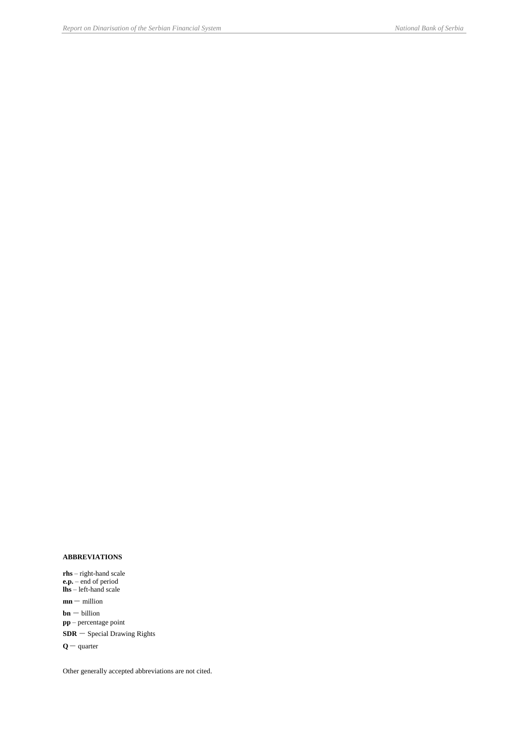**ABBREVIATIONS**

**rhs** – right-hand scale
**e.p.** – end of period
**lhs** – left-hand scale

**mn** – million

**bn** – billion

**pp** – percentage point

**SDR** – Special Drawing Rights

**Q** – quarter

Other generally accepted abbreviations are not cited.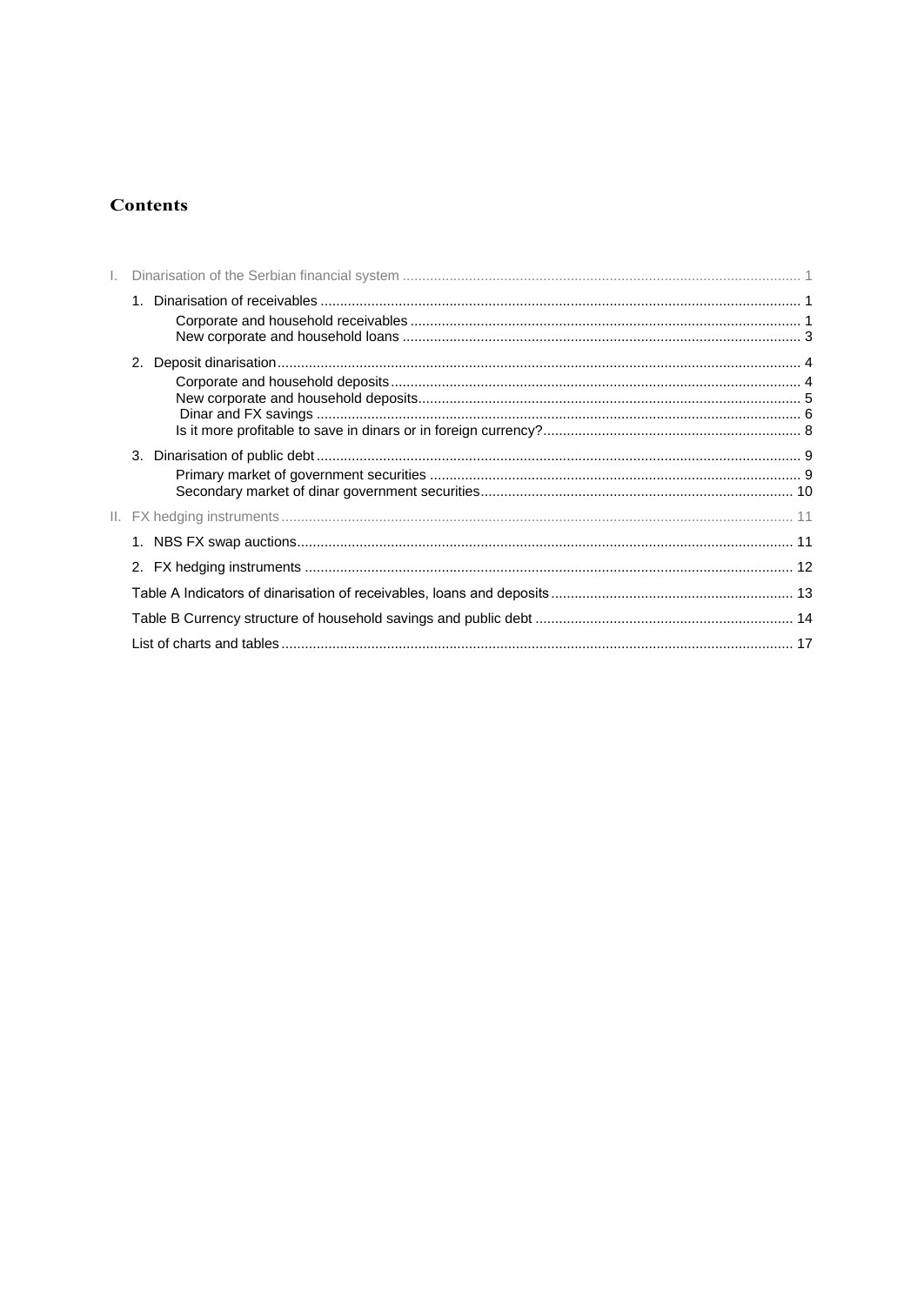# Contents

I. Dinarisation of the Serbian financial system ..................................................................................................... 1

1. Dinarisation of receivables ........................................................................................................................... 1

   Corporate and household receivables .................................................................................................... 1

   New corporate and household loans ...................................................................................................... 3

2. Deposit dinarisation ...................................................................................................................................... 4

   Corporate and household deposits ......................................................................................................... 4

   New corporate and household deposits .................................................................................................. 5

   Dinar and FX savings ............................................................................................................................. 6

   Is it more profitable to save in dinars or in foreign currency? .................................................................. 8

3. Dinarisation of public debt ............................................................................................................................ 9

   Primary market of government securities .............................................................................................. 9

   Secondary market of dinar government securities ................................................................................ 10

II. FX hedging instruments ................................................................................................................................... 11

1. NBS FX swap auctions ............................................................................................................................... 11

2. FX hedging instruments .............................................................................................................................. 12

Table A Indicators of dinarisation of receivables, loans and deposits ............................................................. 13

Table B Currency structure of household savings and public debt .................................................................. 14

List of charts and tables .................................................................................................................................. 17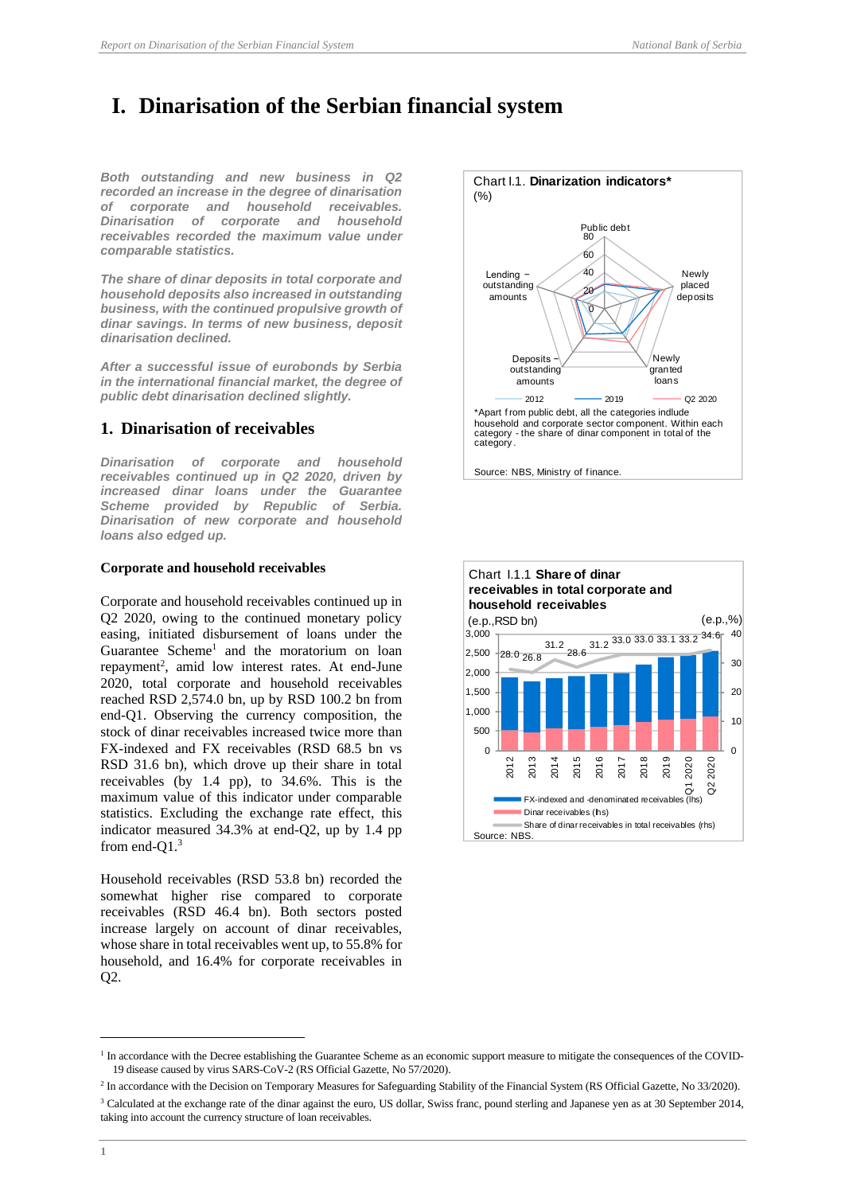# I. Dinarisation of the Serbian financial system

***Both outstanding and new business in Q2 recorded an increase in the degree of dinarisation of corporate and household receivables. Dinarisation of corporate and household receivables recorded the maximum value under comparable statistics.***

***The share of dinar deposits in total corporate and household deposits also increased in outstanding business, with the continued propulsive growth of dinar savings. In terms of new business, deposit dinarisation declined.***

***After a successful issue of eurobonds by Serbia in the international financial market, the degree of public debt dinarisation declined slightly.***

Chart I.1. **Dinarization indicators***
(%)

*Apart from public debt, all the categories indlude household and corporate sector component. Within each category - the share of dinar component in total of the category.

Source: NBS, Ministry of finance.

## 1. Dinarisation of receivables

***Dinarisation of corporate and household receivables continued up in Q2 2020, driven by increased dinar loans under the Guarantee Scheme provided by Republic of Serbia. Dinarisation of new corporate and household loans also edged up.***

### Corporate and household receivables

Corporate and household receivables continued up in Q2 2020, owing to the continued monetary policy easing, initiated disbursement of loans under the Guarantee Scheme[1] and the moratorium on loan repayment[2], amid low interest rates. At end-June 2020, total corporate and household receivables reached RSD 2,574.0 bn, up by RSD 100.2 bn from end-Q1. Observing the currency composition, the stock of dinar receivables increased twice more than FX-indexed and FX receivables (RSD 68.5 bn vs RSD 31.6 bn), which drove up their share in total receivables (by 1.4 pp), to 34.6%. This is the maximum value of this indicator under comparable statistics. Excluding the exchange rate effect, this indicator measured 34.3% at end-Q2, up by 1.4 pp from end-Q1.[3]

Chart I.1.1 **Share of dinar receivables in total corporate and household receivables**
(e.p.,RSD bn) (e.p.,%)

Source: NBS.

Household receivables (RSD 53.8 bn) recorded the somewhat higher rise compared to corporate receivables (RSD 46.4 bn). Both sectors posted increase largely on account of dinar receivables, whose share in total receivables went up, to 55.8% for household, and 16.4% for corporate receivables in Q2.

---

[1] In accordance with the Decree establishing the Guarantee Scheme as an economic support measure to mitigate the consequences of the COVID-19 disease caused by virus SARS-CoV-2 (RS Official Gazette, No 57/2020).

[2] In accordance with the Decision on Temporary Measures for Safeguarding Stability of the Financial System (RS Official Gazette, No 33/2020).

[3] Calculated at the exchange rate of the dinar against the euro, US dollar, Swiss franc, pound sterling and Japanese yen as at 30 September 2014, taking into account the currency structure of loan receivables.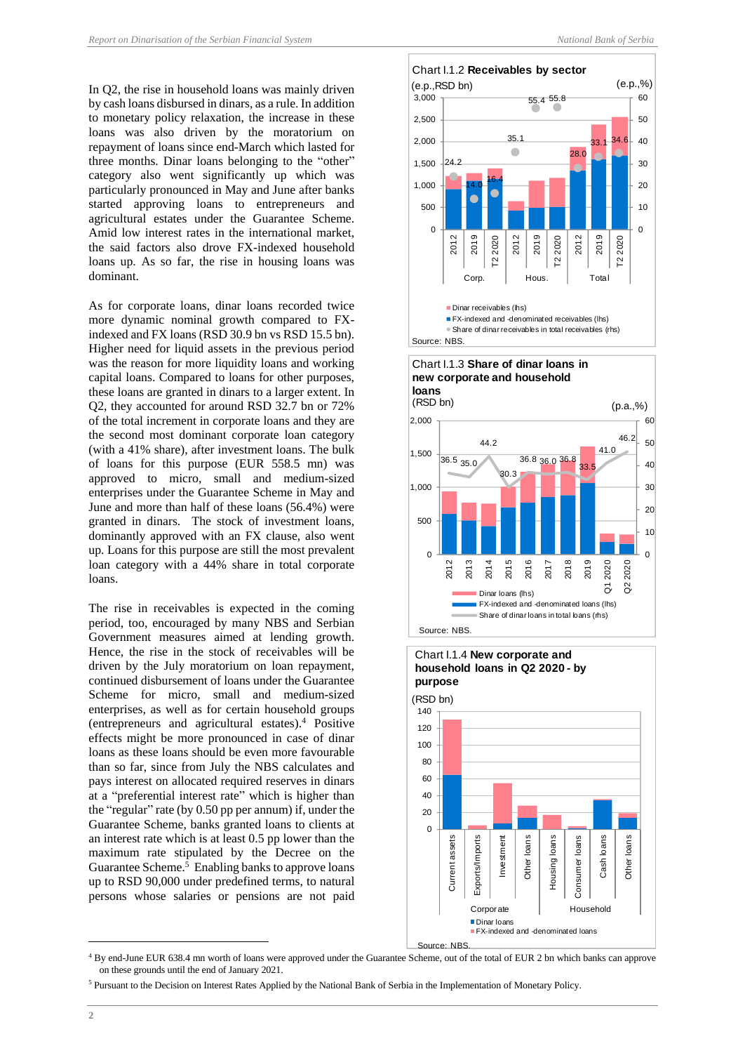In Q2, the rise in household loans was mainly driven by cash loans disbursed in dinars, as a rule. In addition to monetary policy relaxation, the increase in these loans was also driven by the moratorium on repayment of loans since end-March which lasted for three months. Dinar loans belonging to the "other" category also went significantly up which was particularly pronounced in May and June after banks started approving loans to entrepreneurs and agricultural estates under the Guarantee Scheme. Amid low interest rates in the international market, the said factors also drove FX-indexed household loans up. As so far, the rise in housing loans was dominant.

As for corporate loans, dinar loans recorded twice more dynamic nominal growth compared to FX-indexed and FX loans (RSD 30.9 bn vs RSD 15.5 bn). Higher need for liquid assets in the previous period was the reason for more liquidity loans and working capital loans. Compared to loans for other purposes, these loans are granted in dinars to a larger extent. In Q2, they accounted for around RSD 32.7 bn or 72% of the total increment in corporate loans and they are the second most dominant corporate loan category (with a 41% share), after investment loans. The bulk of loans for this purpose (EUR 558.5 mn) was approved to micro, small and medium-sized enterprises under the Guarantee Scheme in May and June and more than half of these loans (56.4%) were granted in dinars. The stock of investment loans, dominantly approved with an FX clause, also went up. Loans for this purpose are still the most prevalent loan category with a 44% share in total corporate loans.

The rise in receivables is expected in the coming period, too, encouraged by many NBS and Serbian Government measures aimed at lending growth. Hence, the rise in the stock of receivables will be driven by the July moratorium on loan repayment, continued disbursement of loans under the Guarantee Scheme for micro, small and medium-sized enterprises, as well as for certain household groups (entrepreneurs and agricultural estates).[4] Positive effects might be more pronounced in case of dinar loans as these loans should be even more favourable than so far, since from July the NBS calculates and pays interest on allocated required reserves in dinars at a "preferential interest rate" which is higher than the "regular" rate (by 0.50 pp per annum) if, under the Guarantee Scheme, banks granted loans to clients at an interest rate which is at least 0.5 pp lower than the maximum rate stipulated by the Decree on the Guarantee Scheme.[5] Enabling banks to approve loans up to RSD 90,000 under predefined terms, to natural persons whose salaries or pensions are not paid

Chart I.1.2 **Receivables by sector**

(e.p.,RSD bn) (e.p.,%)

Dinar receivables (lhs)
FX-indexed and -denominated receivables (lhs)
Share of dinar receivables in total receivables (rhs)

Source: NBS.

Chart I.1.3 **Share of dinar loans in new corporate and household loans**

(RSD bn) (p.a.,%)

Dinar loans (lhs)
FX-indexed and -denominated loans (lhs)
Share of dinar loans in total loans (rhs)

Source: NBS.

Chart I.1.4 **New corporate and household loans in Q2 2020 - by purpose**

(RSD bn)

Dinar loans
FX-indexed and -denominated loans

Source: NBS.

[4] By end-June EUR 638.4 mn worth of loans were approved under the Guarantee Scheme, out of the total of EUR 2 bn which banks can approve on these grounds until the end of January 2021.

[5] Pursuant to the Decision on Interest Rates Applied by the National Bank of Serbia in the Implementation of Monetary Policy.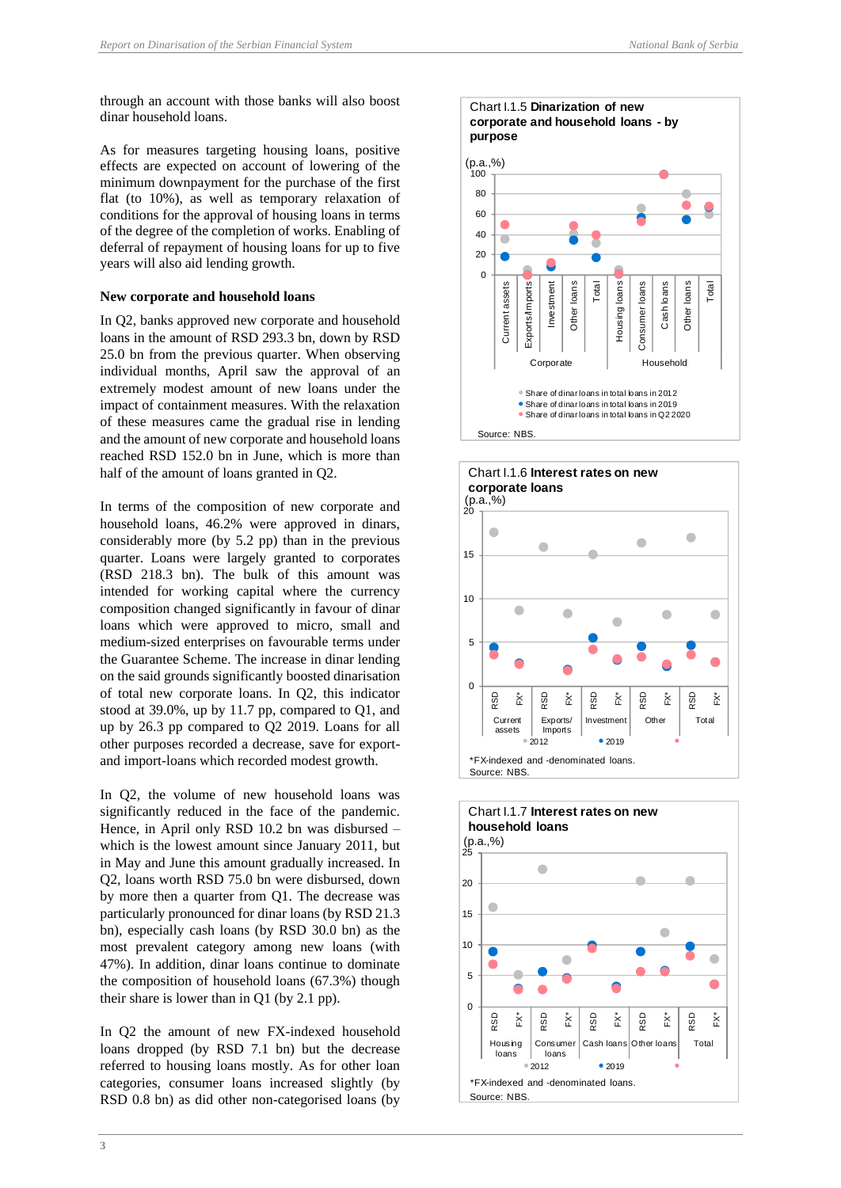through an account with those banks will also boost dinar household loans.

As for measures targeting housing loans, positive effects are expected on account of lowering of the minimum downpayment for the purchase of the first flat (to 10%), as well as temporary relaxation of conditions for the approval of housing loans in terms of the degree of the completion of works. Enabling of deferral of repayment of housing loans for up to five years will also aid lending growth.

**New corporate and household loans**

In Q2, banks approved new corporate and household loans in the amount of RSD 293.3 bn, down by RSD 25.0 bn from the previous quarter. When observing individual months, April saw the approval of an extremely modest amount of new loans under the impact of containment measures. With the relaxation of these measures came the gradual rise in lending and the amount of new corporate and household loans reached RSD 152.0 bn in June, which is more than half of the amount of loans granted in Q2.

In terms of the composition of new corporate and household loans, 46.2% were approved in dinars, considerably more (by 5.2 pp) than in the previous quarter. Loans were largely granted to corporates (RSD 218.3 bn). The bulk of this amount was intended for working capital where the currency composition changed significantly in favour of dinar loans which were approved to micro, small and medium-sized enterprises on favourable terms under the Guarantee Scheme. The increase in dinar lending on the said grounds significantly boosted dinarisation of total new corporate loans. In Q2, this indicator stood at 39.0%, up by 11.7 pp, compared to Q1, and up by 26.3 pp compared to Q2 2019. Loans for all other purposes recorded a decrease, save for export- and import-loans which recorded modest growth.

In Q2, the volume of new household loans was significantly reduced in the face of the pandemic. Hence, in April only RSD 10.2 bn was disbursed – which is the lowest amount since January 2011, but in May and June this amount gradually increased. In Q2, loans worth RSD 75.0 bn were disbursed, down by more then a quarter from Q1. The decrease was particularly pronounced for dinar loans (by RSD 21.3 bn), especially cash loans (by RSD 30.0 bn) as the most prevalent category among new loans (with 47%). In addition, dinar loans continue to dominate the composition of household loans (67.3%) though their share is lower than in Q1 (by 2.1 pp).

In Q2 the amount of new FX-indexed household loans dropped (by RSD 7.1 bn) but the decrease referred to housing loans mostly. As for other loan categories, consumer loans increased slightly (by RSD 0.8 bn) as did other non-categorised loans (by

Chart I.1.5 **Dinarization of new corporate and household loans - by purpose**

Source: NBS.

Chart I.1.6 **Interest rates on new corporate loans**

*FX-indexed and -denominated loans.
Source: NBS.

Chart I.1.7 **Interest rates on new household loans**

*FX-indexed and -denominated loans.
Source: NBS.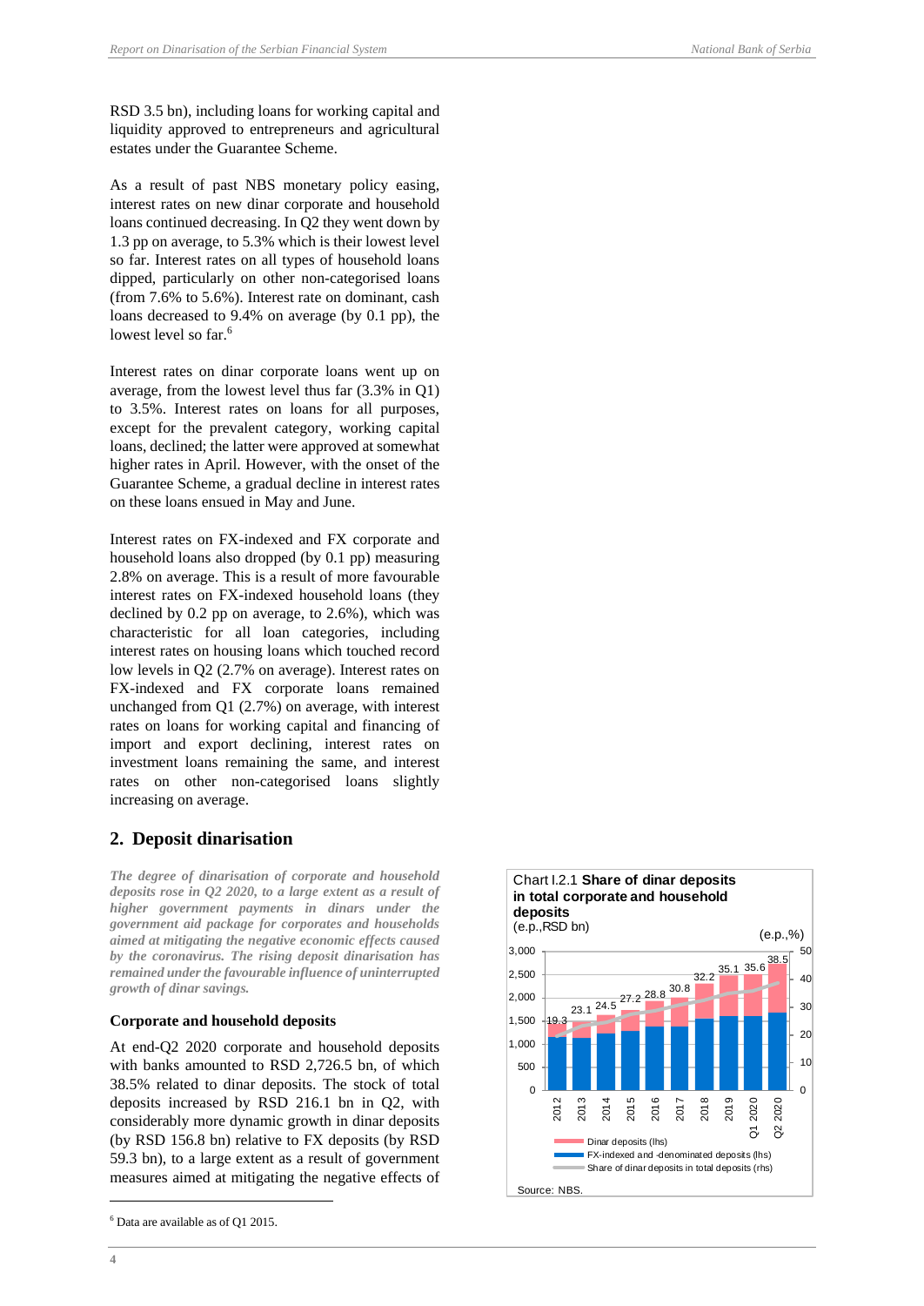RSD 3.5 bn), including loans for working capital and liquidity approved to entrepreneurs and agricultural estates under the Guarantee Scheme.

As a result of past NBS monetary policy easing, interest rates on new dinar corporate and household loans continued decreasing. In Q2 they went down by 1.3 pp on average, to 5.3% which is their lowest level so far. Interest rates on all types of household loans dipped, particularly on other non-categorised loans (from 7.6% to 5.6%). Interest rate on dominant, cash loans decreased to 9.4% on average (by 0.1 pp), the lowest level so far.[6]

Interest rates on dinar corporate loans went up on average, from the lowest level thus far (3.3% in Q1) to 3.5%. Interest rates on loans for all purposes, except for the prevalent category, working capital loans, declined; the latter were approved at somewhat higher rates in April. However, with the onset of the Guarantee Scheme, a gradual decline in interest rates on these loans ensued in May and June.

Interest rates on FX-indexed and FX corporate and household loans also dropped (by 0.1 pp) measuring 2.8% on average. This is a result of more favourable interest rates on FX-indexed household loans (they declined by 0.2 pp on average, to 2.6%), which was characteristic for all loan categories, including interest rates on housing loans which touched record low levels in Q2 (2.7% on average). Interest rates on FX-indexed and FX corporate loans remained unchanged from Q1 (2.7%) on average, with interest rates on loans for working capital and financing of import and export declining, interest rates on investment loans remaining the same, and interest rates on other non-categorised loans slightly increasing on average.

## 2. Deposit dinarisation

***The degree of dinarisation of corporate and household deposits rose in Q2 2020, to a large extent as a result of higher government payments in dinars under the government aid package for corporates and households aimed at mitigating the negative economic effects caused by the coronavirus. The rising deposit dinarisation has remained under the favourable influence of uninterrupted growth of dinar savings.***

### Corporate and household deposits

At end-Q2 2020 corporate and household deposits with banks amounted to RSD 2,726.5 bn, of which 38.5% related to dinar deposits. The stock of total deposits increased by RSD 216.1 bn in Q2, with considerably more dynamic growth in dinar deposits (by RSD 156.8 bn) relative to FX deposits (by RSD 59.3 bn), to a large extent as a result of government measures aimed at mitigating the negative effects of

Chart I.2.1 **Share of dinar deposits in total corporate and household deposits**
(e.p.,RSD bn) (e.p.,%)

| | 2012 | 2013 | 2014 | 2015 | 2016 | 2017 | 2018 | 2019 | Q1 2020 | Q2 2020 |
|---|---|---|---|---|---|---|---|---|---|---|
| Share of dinar deposits in total deposits (rhs) | 19.3 | 23.1 | 24.5 | 27.2 | 28.8 | 30.8 | 32.2 | 35.1 | 35.6 | 38.5 |

Legend: Dinar deposits (lhs); FX-indexed and -denominated deposits (lhs); Share of dinar deposits in total deposits (rhs)

Source: NBS.

[6] Data are available as of Q1 2015.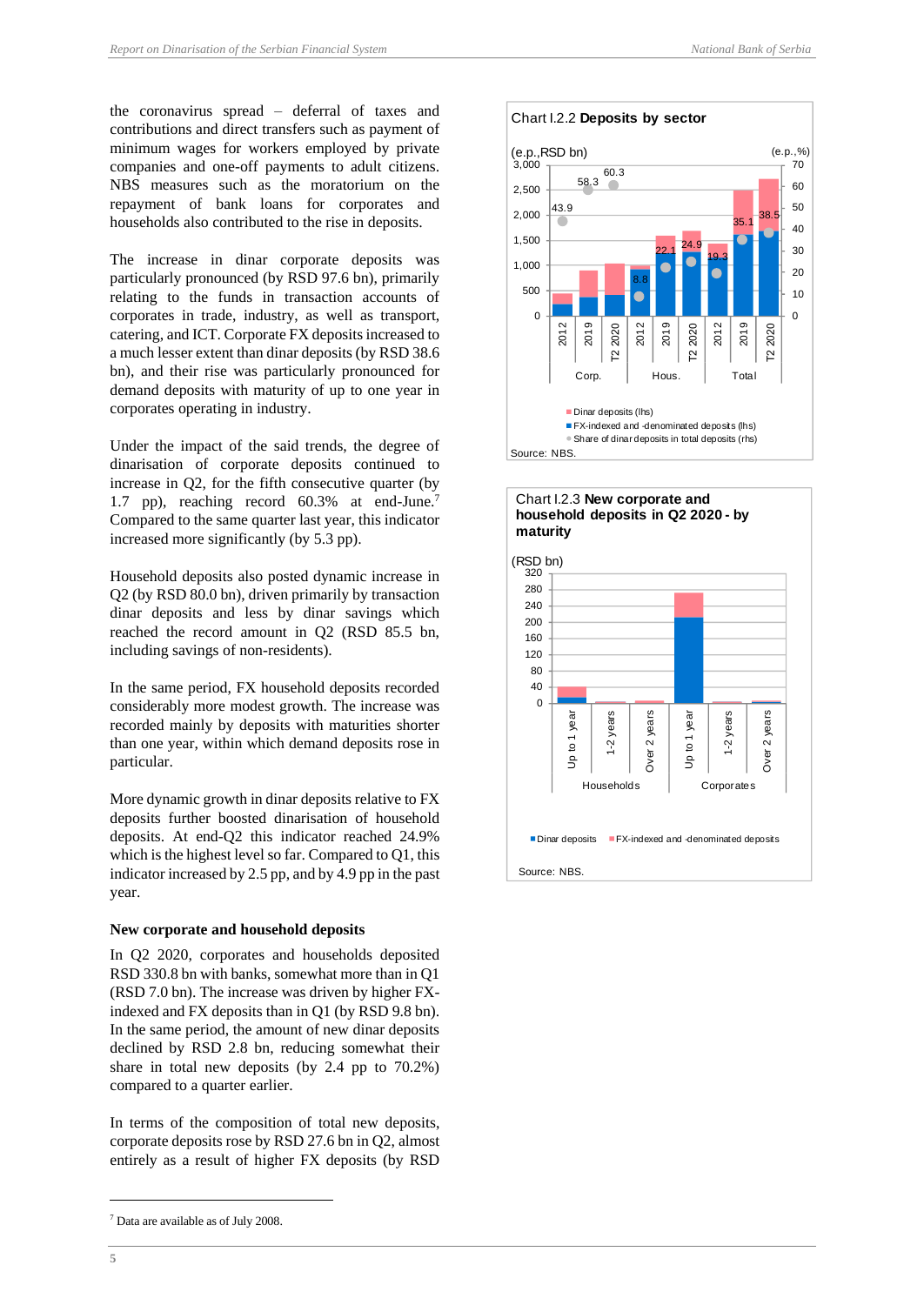the coronavirus spread – deferral of taxes and contributions and direct transfers such as payment of minimum wages for workers employed by private companies and one-off payments to adult citizens. NBS measures such as the moratorium on the repayment of bank loans for corporates and households also contributed to the rise in deposits.

The increase in dinar corporate deposits was particularly pronounced (by RSD 97.6 bn), primarily relating to the funds in transaction accounts of corporates in trade, industry, as well as transport, catering, and ICT. Corporate FX deposits increased to a much lesser extent than dinar deposits (by RSD 38.6 bn), and their rise was particularly pronounced for demand deposits with maturity of up to one year in corporates operating in industry.

Under the impact of the said trends, the degree of dinarisation of corporate deposits continued to increase in Q2, for the fifth consecutive quarter (by 1.7 pp), reaching record 60.3% at end-June.[7] Compared to the same quarter last year, this indicator increased more significantly (by 5.3 pp).

Household deposits also posted dynamic increase in Q2 (by RSD 80.0 bn), driven primarily by transaction dinar deposits and less by dinar savings which reached the record amount in Q2 (RSD 85.5 bn, including savings of non-residents).

In the same period, FX household deposits recorded considerably more modest growth. The increase was recorded mainly by deposits with maturities shorter than one year, within which demand deposits rose in particular.

More dynamic growth in dinar deposits relative to FX deposits further boosted dinarisation of household deposits. At end-Q2 this indicator reached 24.9% which is the highest level so far. Compared to Q1, this indicator increased by 2.5 pp, and by 4.9 pp in the past year.

### New corporate and household deposits

In Q2 2020, corporates and households deposited RSD 330.8 bn with banks, somewhat more than in Q1 (RSD 7.0 bn). The increase was driven by higher FX-indexed and FX deposits than in Q1 (by RSD 9.8 bn). In the same period, the amount of new dinar deposits declined by RSD 2.8 bn, reducing somewhat their share in total new deposits (by 2.4 pp to 70.2%) compared to a quarter earlier.

In terms of the composition of total new deposits, corporate deposits rose by RSD 27.6 bn in Q2, almost entirely as a result of higher FX deposits (by RSD

**Chart I.2.2 Deposits by sector**

(e.p.,RSD bn) (lhs); (e.p.,%) (rhs)

Share of dinar deposits in total deposits (rhs):

| | 2012 | 2019 | T2 2020 |
|---|---|---|---|
| Corp. | 43.9 | 58.3 | 60.3 |
| Hous. | 8.8 | 22.1 | 24.9 |
| Total | 19.3 | 35.1 | 38.5 |

Dinar deposits (lhs); FX-indexed and -denominated deposits (lhs); Share of dinar deposits in total deposits (rhs)

Source: NBS.

**Chart I.2.3 New corporate and household deposits in Q2 2020 - by maturity**

(RSD bn)

Households: Up to 1 year, 1-2 years, Over 2 years; Corporates: Up to 1 year, 1-2 years, Over 2 years

Dinar deposits; FX-indexed and -denominated deposits

Source: NBS.

---

[7] Data are available as of July 2008.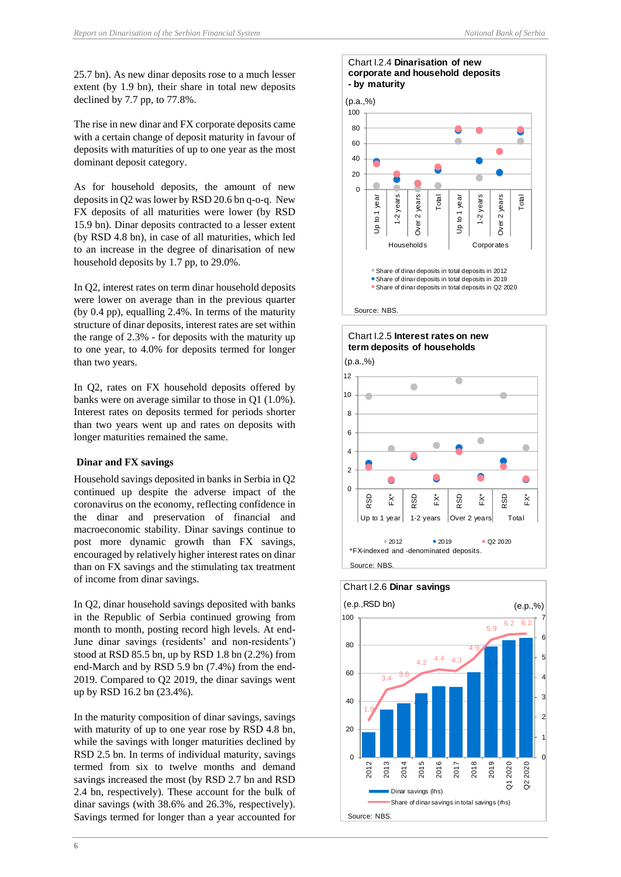25.7 bn). As new dinar deposits rose to a much lesser extent (by 1.9 bn), their share in total new deposits declined by 7.7 pp, to 77.8%.

The rise in new dinar and FX corporate deposits came with a certain change of deposit maturity in favour of deposits with maturities of up to one year as the most dominant deposit category.

As for household deposits, the amount of new deposits in Q2 was lower by RSD 20.6 bn q-o-q. New FX deposits of all maturities were lower (by RSD 15.9 bn). Dinar deposits contracted to a lesser extent (by RSD 4.8 bn), in case of all maturities, which led to an increase in the degree of dinarisation of new household deposits by 1.7 pp, to 29.0%.

In Q2, interest rates on term dinar household deposits were lower on average than in the previous quarter (by 0.4 pp), equalling 2.4%. In terms of the maturity structure of dinar deposits, interest rates are set within the range of 2.3% - for deposits with the maturity up to one year, to 4.0% for deposits termed for longer than two years.

In Q2, rates on FX household deposits offered by banks were on average similar to those in Q1 (1.0%). Interest rates on deposits termed for periods shorter than two years went up and rates on deposits with longer maturities remained the same.

### Dinar and FX savings

Household savings deposited in banks in Serbia in Q2 continued up despite the adverse impact of the coronavirus on the economy, reflecting confidence in the dinar and preservation of financial and macroeconomic stability. Dinar savings continue to post more dynamic growth than FX savings, encouraged by relatively higher interest rates on dinar than on FX savings and the stimulating tax treatment of income from dinar savings.

In Q2, dinar household savings deposited with banks in the Republic of Serbia continued growing from month to month, posting record high levels. At end-June dinar savings (residents' and non-residents') stood at RSD 85.5 bn, up by RSD 1.8 bn (2.2%) from end-March and by RSD 5.9 bn (7.4%) from the end-2019. Compared to Q2 2019, the dinar savings went up by RSD 16.2 bn (23.4%).

In the maturity composition of dinar savings, savings with maturity of up to one year rose by RSD 4.8 bn, while the savings with longer maturities declined by RSD 2.5 bn. In terms of individual maturity, savings termed from six to twelve months and demand savings increased the most (by RSD 2.7 bn and RSD 2.4 bn, respectively). These account for the bulk of dinar savings (with 38.6% and 26.3%, respectively). Savings termed for longer than a year accounted for

Chart I.2.4 **Dinarisation of new corporate and household deposits - by maturity**

(p.a.,%)

Households: Up to 1 year, 1-2 years, Over 2 years, Total; Corporates: Up to 1 year, 1-2 years, Over 2 years, Total

- Share of dinar deposits in total deposits in 2012
- Share of dinar deposits in total deposits in 2019
- Share of dinar deposits in total deposits in Q2 2020

Source: NBS.

Chart I.2.5 **Interest rates on new term deposits of households**

(p.a.,%)

RSD, FX* — Up to 1 year, 1-2 years, Over 2 years, Total

- 2012
- 2019
- Q2 2020

*FX-indexed and -denominated deposits.

Source: NBS.

Chart I.2.6 **Dinar savings**

(e.p.,RSD bn) (e.p.,%)

| | 2012 | 2013 | 2014 | 2015 | 2016 | 2017 | 2018 | 2019 | Q1 2020 | Q2 2020 |
|---|---|---|---|---|---|---|---|---|---|---|
| Share of dinar savings in total savings (rhs) | 1.9 | 3.4 | 3.6 | 4.2 | 4.4 | 4.3 | 4.9 | 5.9 | 6.2 | 6.2 |

Dinar savings (lhs)

Share of dinar savings in total savings (rhs)

Source: NBS.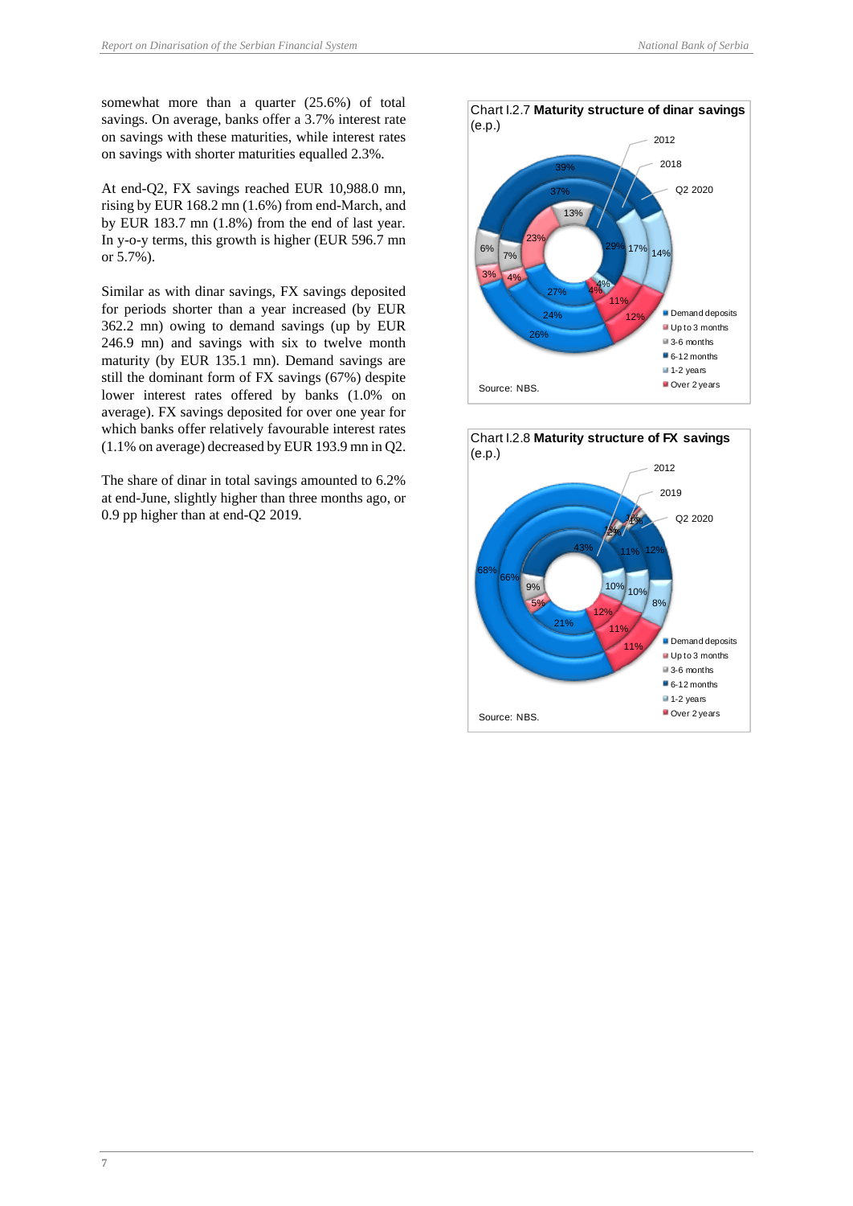somewhat more than a quarter (25.6%) of total savings. On average, banks offer a 3.7% interest rate on savings with these maturities, while interest rates on savings with shorter maturities equalled 2.3%.

At end-Q2, FX savings reached EUR 10,988.0 mn, rising by EUR 168.2 mn (1.6%) from end-March, and by EUR 183.7 mn (1.8%) from the end of last year. In y-o-y terms, this growth is higher (EUR 596.7 mn or 5.7%).

Similar as with dinar savings, FX savings deposited for periods shorter than a year increased (by EUR 362.2 mn) owing to demand savings (up by EUR 246.9 mn) and savings with six to twelve month maturity (by EUR 135.1 mn). Demand savings are still the dominant form of FX savings (67%) despite lower interest rates offered by banks (1.0% on average). FX savings deposited for over one year for which banks offer relatively favourable interest rates (1.1% on average) decreased by EUR 193.9 mn in Q2.

The share of dinar in total savings amounted to 6.2% at end-June, slightly higher than three months ago, or 0.9 pp higher than at end-Q2 2019.

Chart I.2.7 **Maturity structure of dinar savings** (e.p.)

| | 2012 | 2018 | Q2 2020 |
|---|---|---|---|
| Demand deposits | 27% | 24% | 26% |
| Up to 3 months | 23% | 4% | 3% |
| 3-6 months | 13% | 7% | 6% |
| 6-12 months | 29% | 37% | 39% |
| 1-2 years | 4% | 17% | 14% |
| Over 2 years | 4% | 11% | 12% |

Source: NBS.

Chart I.2.8 **Maturity structure of FX savings** (e.p.)

| | 2012 | 2019 | Q2 2020 |
|---|---|---|---|
| Demand deposits | 21% | 66% | 68% |
| Up to 3 months | 5% | 1% | 1% |
| 3-6 months | 9% | 2% | 1% |
| 6-12 months | 43% | 11% | 12% |
| 1-2 years | 10% | 10% | 8% |
| Over 2 years | 12% | 11% | 11% |

Source: NBS.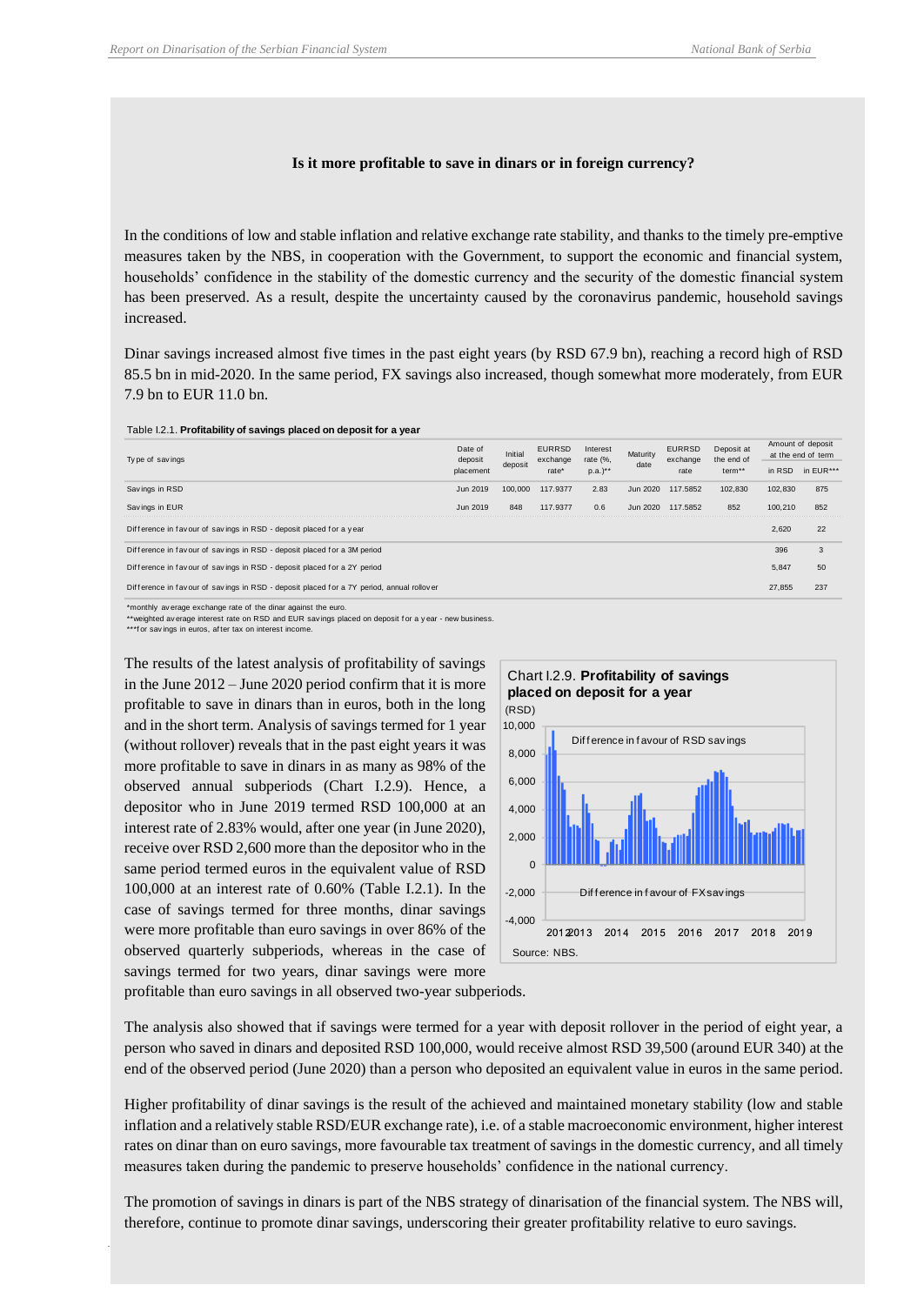### Is it more profitable to save in dinars or in foreign currency?

In the conditions of low and stable inflation and relative exchange rate stability, and thanks to the timely pre-emptive measures taken by the NBS, in cooperation with the Government, to support the economic and financial system, households' confidence in the stability of the domestic currency and the security of the domestic financial system has been preserved. As a result, despite the uncertainty caused by the coronavirus pandemic, household savings increased.

Dinar savings increased almost five times in the past eight years (by RSD 67.9 bn), reaching a record high of RSD 85.5 bn in mid-2020. In the same period, FX savings also increased, though somewhat more moderately, from EUR 7.9 bn to EUR 11.0 bn.

Table I.2.1. **Profitability of savings placed on deposit for a year**

| Type of savings | Date of deposit placement | Initial deposit | EURRSD exchange rate* | Interest rate (%, p.a.)** | Maturity date | EURRSD exchange rate | Deposit at the end of term** | Amount of deposit at the end of term | |
|---|---|---|---|---|---|---|---|---|---|
| | | | | | | | | in RSD | in EUR*** |
| Savings in RSD | Jun 2019 | 100,000 | 117.9377 | 2.83 | Jun 2020 | 117.5852 | 102,830 | 102,830 | 875 |
| Savings in EUR | Jun 2019 | 848 | 117.9377 | 0.6 | Jun 2020 | 117.5852 | 852 | 100,210 | 852 |
| Difference in favour of savings in RSD - deposit placed for a year | | | | | | | | 2,620 | 22 |
| Difference in favour of savings in RSD - deposit placed for a 3M period | | | | | | | | 396 | 3 |
| Difference in favour of savings in RSD - deposit placed for a 2Y period | | | | | | | | 5,847 | 50 |
| Difference in favour of savings in RSD - deposit placed for a 7Y period, annual rollover | | | | | | | | 27,855 | 237 |

*monthly average exchange rate of the dinar against the euro.
**weighted average interest rate on RSD and EUR savings placed on deposit for a year - new business.
***for savings in euros, after tax on interest income.

The results of the latest analysis of profitability of savings in the June 2012 – June 2020 period confirm that it is more profitable to save in dinars than in euros, both in the long and in the short term. Analysis of savings termed for 1 year (without rollover) reveals that in the past eight years it was more profitable to save in dinars in as many as 98% of the observed annual subperiods (Chart I.2.9). Hence, a depositor who in June 2019 termed RSD 100,000 at an interest rate of 2.83% would, after one year (in June 2020), receive over RSD 2,600 more than the depositor who in the same period termed euros in the equivalent value of RSD 100,000 at an interest rate of 0.60% (Table I.2.1). In the case of savings termed for three months, dinar savings were more profitable than euro savings in over 86% of the observed quarterly subperiods, whereas in the case of savings termed for two years, dinar savings were more profitable than euro savings in all observed two-year subperiods.

Chart I.2.9. **Profitability of savings placed on deposit for a year**
(RSD)

Source: NBS.

The analysis also showed that if savings were termed for a year with deposit rollover in the period of eight year, a person who saved in dinars and deposited RSD 100,000, would receive almost RSD 39,500 (around EUR 340) at the end of the observed period (June 2020) than a person who deposited an equivalent value in euros in the same period.

Higher profitability of dinar savings is the result of the achieved and maintained monetary stability (low and stable inflation and a relatively stable RSD/EUR exchange rate), i.e. of a stable macroeconomic environment, higher interest rates on dinar than on euro savings, more favourable tax treatment of savings in the domestic currency, and all timely measures taken during the pandemic to preserve households' confidence in the national currency.

The promotion of savings in dinars is part of the NBS strategy of dinarisation of the financial system. The NBS will, therefore, continue to promote dinar savings, underscoring their greater profitability relative to euro savings.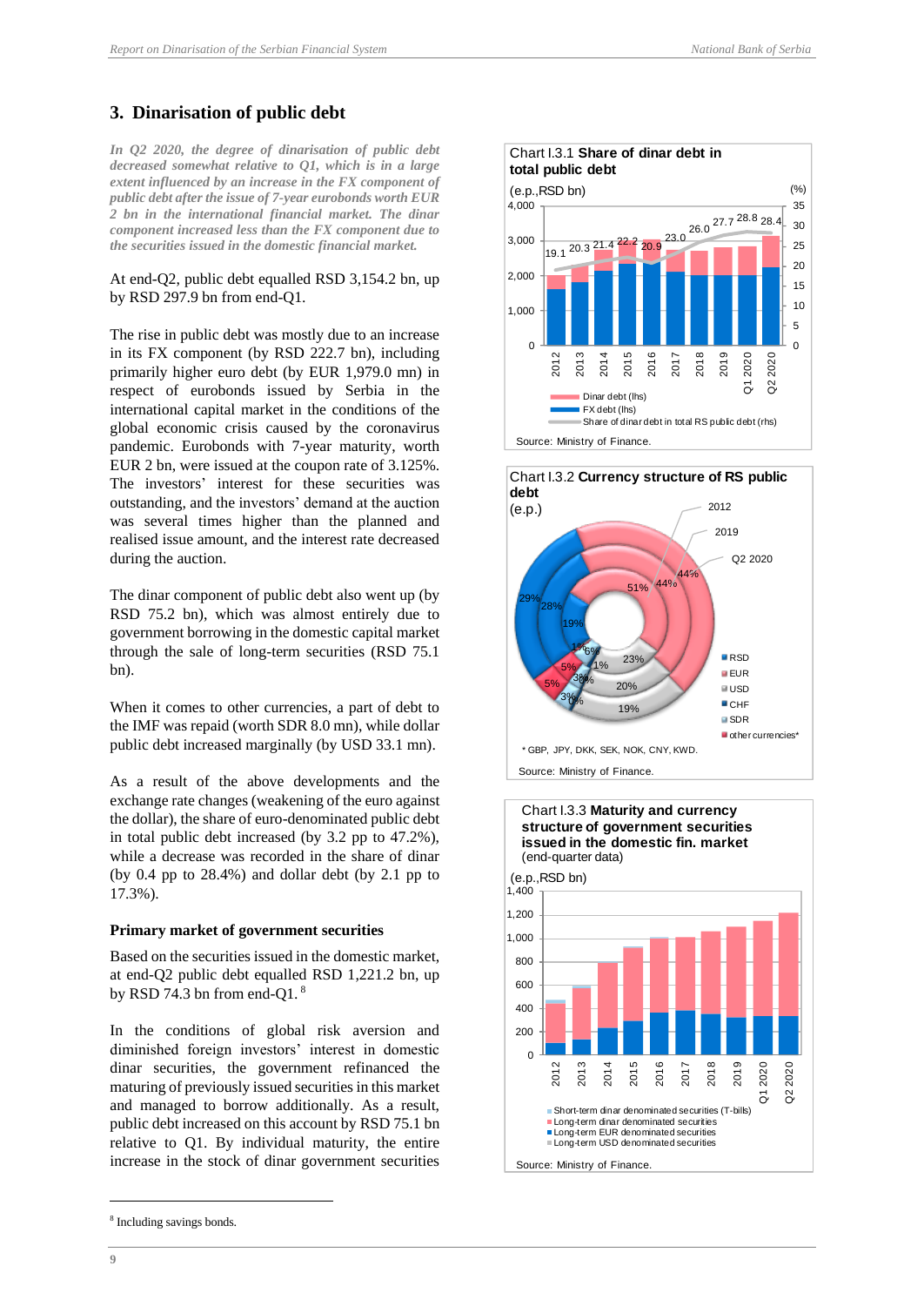## 3. Dinarisation of public debt

***In Q2 2020, the degree of dinarisation of public debt decreased somewhat relative to Q1, which is in a large extent influenced by an increase in the FX component of public debt after the issue of 7-year eurobonds worth EUR 2 bn in the international financial market. The dinar component increased less than the FX component due to the securities issued in the domestic financial market.***

At end-Q2, public debt equalled RSD 3,154.2 bn, up by RSD 297.9 bn from end-Q1.

The rise in public debt was mostly due to an increase in its FX component (by RSD 222.7 bn), including primarily higher euro debt (by EUR 1,979.0 mn) in respect of eurobonds issued by Serbia in the international capital market in the conditions of the global economic crisis caused by the coronavirus pandemic. Eurobonds with 7-year maturity, worth EUR 2 bn, were issued at the coupon rate of 3.125%. The investors' interest for these securities was outstanding, and the investors' demand at the auction was several times higher than the planned and realised issue amount, and the interest rate decreased during the auction.

The dinar component of public debt also went up (by RSD 75.2 bn), which was almost entirely due to government borrowing in the domestic capital market through the sale of long-term securities (RSD 75.1 bn).

When it comes to other currencies, a part of debt to the IMF was repaid (worth SDR 8.0 mn), while dollar public debt increased marginally (by USD 33.1 mn).

As a result of the above developments and the exchange rate changes (weakening of the euro against the dollar), the share of euro-denominated public debt in total public debt increased (by 3.2 pp to 47.2%), while a decrease was recorded in the share of dinar (by 0.4 pp to 28.4%) and dollar debt (by 2.1 pp to 17.3%).

### Primary market of government securities

Based on the securities issued in the domestic market, at end-Q2 public debt equalled RSD 1,221.2 bn, up by RSD 74.3 bn from end-Q1.[8]

In the conditions of global risk aversion and diminished foreign investors' interest in domestic dinar securities, the government refinanced the maturing of previously issued securities in this market and managed to borrow additionally. As a result, public debt increased on this account by RSD 75.1 bn relative to Q1. By individual maturity, the entire increase in the stock of dinar government securities

**Chart I.3.1 Share of dinar debt in total public debt**
(e.p.,RSD bn) (%)

| | 2012 | 2013 | 2014 | 2015 | 2016 | 2017 | 2018 | 2019 | Q1 2020 | Q2 2020 |
|---|---|---|---|---|---|---|---|---|---|---|
| Share of dinar debt in total RS public debt (rhs) | 19.1 | 20.3 | 21.4 | 22.2 | 20.9 | 23.0 | 26.0 | 27.7 | 28.8 | 28.4 |

Dinar debt (lhs); FX debt (lhs); Share of dinar debt in total RS public debt (rhs)

Source: Ministry of Finance.

**Chart I.3.2 Currency structure of RS public debt**
(e.p.)

| | 2012 | 2019 | Q2 2020 |
|---|---|---|---|
| RSD | 19% | 28% | 29% |
| EUR | 51% | 44% | 44% |
| USD | 23% | 20% | 19% |
| CHF | 1% | 3% | 3% |
| SDR | 6% | 1% | 0% |
| other currencies* | 5% | 3% | 5% |

\* GBP, JPY, DKK, SEK, NOK, CNY, KWD.

Source: Ministry of Finance.

**Chart I.3.3 Maturity and currency structure of government securities issued in the domestic fin. market**
(end-quarter data)
(e.p.,RSD bn)

Short-term dinar denominated securities (T-bills); Long-term dinar denominated securities; Long-term EUR denominated securities; Long-term USD denominated securities

Source: Ministry of Finance.

[8] Including savings bonds.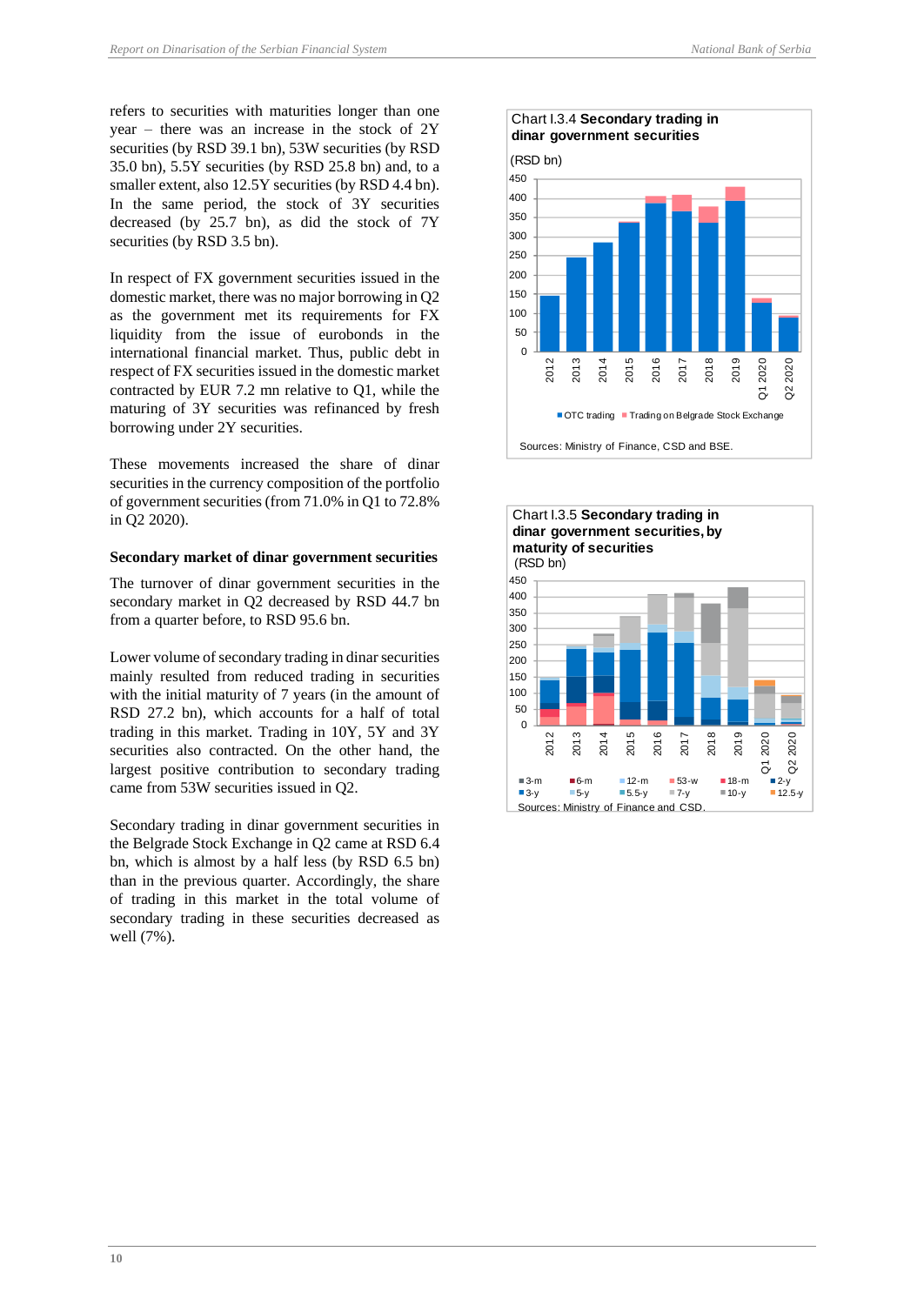refers to securities with maturities longer than one year – there was an increase in the stock of 2Y securities (by RSD 39.1 bn), 53W securities (by RSD 35.0 bn), 5.5Y securities (by RSD 25.8 bn) and, to a smaller extent, also 12.5Y securities (by RSD 4.4 bn). In the same period, the stock of 3Y securities decreased (by 25.7 bn), as did the stock of 7Y securities (by RSD 3.5 bn).

In respect of FX government securities issued in the domestic market, there was no major borrowing in Q2 as the government met its requirements for FX liquidity from the issue of eurobonds in the international financial market. Thus, public debt in respect of FX securities issued in the domestic market contracted by EUR 7.2 mn relative to Q1, while the maturing of 3Y securities was refinanced by fresh borrowing under 2Y securities.

These movements increased the share of dinar securities in the currency composition of the portfolio of government securities (from 71.0% in Q1 to 72.8% in Q2 2020).

**Secondary market of dinar government securities**

The turnover of dinar government securities in the secondary market in Q2 decreased by RSD 44.7 bn from a quarter before, to RSD 95.6 bn.

Lower volume of secondary trading in dinar securities mainly resulted from reduced trading in securities with the initial maturity of 7 years (in the amount of RSD 27.2 bn), which accounts for a half of total trading in this market. Trading in 10Y, 5Y and 3Y securities also contracted. On the other hand, the largest positive contribution to secondary trading came from 53W securities issued in Q2.

Secondary trading in dinar government securities in the Belgrade Stock Exchange in Q2 came at RSD 6.4 bn, which is almost by a half less (by RSD 6.5 bn) than in the previous quarter. Accordingly, the share of trading in this market in the total volume of secondary trading in these securities decreased as well (7%).

Chart I.3.4 **Secondary trading in dinar government securities**

(RSD bn)

Legend: OTC trading; Trading on Belgrade Stock Exchange

Sources: Ministry of Finance, CSD and BSE.

Chart I.3.5 **Secondary trading in dinar government securities, by maturity of securities**

(RSD bn)

Legend: 3-m; 6-m; 12-m; 53-w; 18-m; 2-y; 3-y; 5-y; 5.5-y; 7-y; 10-y; 12.5-y

Sources: Ministry of Finance and CSD.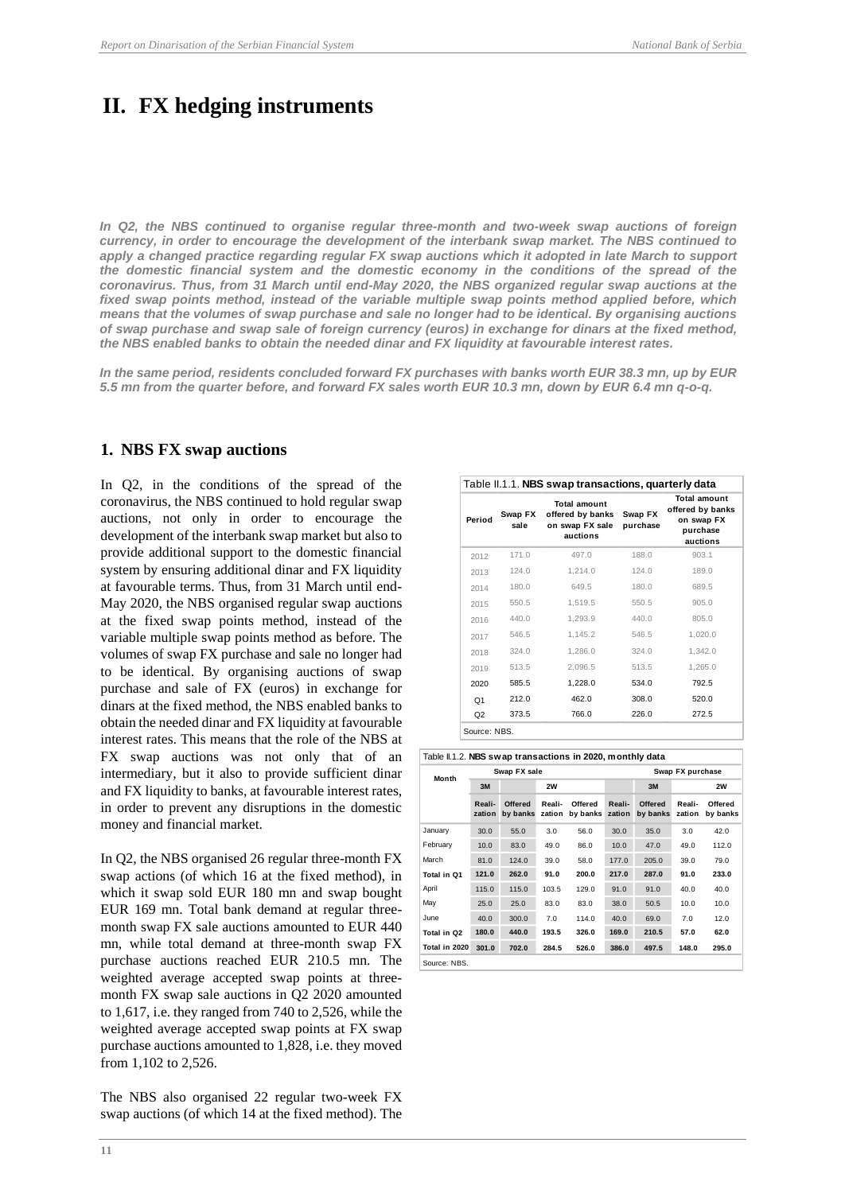# II. FX hedging instruments

***In Q2, the NBS continued to organise regular three-month and two-week swap auctions of foreign currency, in order to encourage the development of the interbank swap market. The NBS continued to apply a changed practice regarding regular FX swap auctions which it adopted in late March to support the domestic financial system and the domestic economy in the conditions of the spread of the coronavirus. Thus, from 31 March until end-May 2020, the NBS organized regular swap auctions at the fixed swap points method, instead of the variable multiple swap points method applied before, which means that the volumes of swap purchase and sale no longer had to be identical. By organising auctions of swap purchase and swap sale of foreign currency (euros) in exchange for dinars at the fixed method, the NBS enabled banks to obtain the needed dinar and FX liquidity at favourable interest rates.***

***In the same period, residents concluded forward FX purchases with banks worth EUR 38.3 mn, up by EUR 5.5 mn from the quarter before, and forward FX sales worth EUR 10.3 mn, down by EUR 6.4 mn q-o-q.***

## 1. NBS FX swap auctions

In Q2, in the conditions of the spread of the coronavirus, the NBS continued to hold regular swap auctions, not only in order to encourage the development of the interbank swap market but also to provide additional support to the domestic financial system by ensuring additional dinar and FX liquidity at favourable terms. Thus, from 31 March until end-May 2020, the NBS organised regular swap auctions at the fixed swap points method, instead of the variable multiple swap points method as before. The volumes of swap FX purchase and sale no longer had to be identical. By organising auctions of swap purchase and sale of FX (euros) in exchange for dinars at the fixed method, the NBS enabled banks to obtain the needed dinar and FX liquidity at favourable interest rates. This means that the role of the NBS at FX swap auctions was not only that of an intermediary, but it also to provide sufficient dinar and FX liquidity to banks, at favourable interest rates, in order to prevent any disruptions in the domestic money and financial market.

In Q2, the NBS organised 26 regular three-month FX swap actions (of which 16 at the fixed method), in which it swap sold EUR 180 mn and swap bought EUR 169 mn. Total bank demand at regular three-month swap FX sale auctions amounted to EUR 440 mn, while total demand at three-month swap FX purchase auctions reached EUR 210.5 mn. The weighted average accepted swap points at three-month FX swap sale auctions in Q2 2020 amounted to 1,617, i.e. they ranged from 740 to 2,526, while the weighted average accepted swap points at FX swap purchase auctions amounted to 1,828, i.e. they moved from 1,102 to 2,526.

The NBS also organised 22 regular two-week FX swap auctions (of which 14 at the fixed method). The

Table II.1.1. **NBS swap transactions, quarterly data**

| Period | Swap FX sale | Total amount offered by banks on swap FX sale auctions | Swap FX purchase | Total amount offered by banks on swap FX purchase auctions |
|---|---|---|---|---|
| 2012 | 171.0 | 497.0 | 188.0 | 903.1 |
| 2013 | 124.0 | 1,214.0 | 124.0 | 189.0 |
| 2014 | 180.0 | 649.5 | 180.0 | 689.5 |
| 2015 | 550.5 | 1,519.5 | 550.5 | 905.0 |
| 2016 | 440.0 | 1,293.9 | 440.0 | 805.0 |
| 2017 | 546.5 | 1,145.2 | 546.5 | 1,020.0 |
| 2018 | 324.0 | 1,286.0 | 324.0 | 1,342.0 |
| 2019 | 513.5 | 2,096.5 | 513.5 | 1,265.0 |
| 2020 | 585.5 | 1,228.0 | 534.0 | 792.5 |
| Q1 | 212.0 | 462.0 | 308.0 | 520.0 |
| Q2 | 373.5 | 766.0 | 226.0 | 272.5 |

Source: NBS.

Table II.1.2. **NBS swap transactions in 2020, monthly data**

| Month | Swap FX sale | | | | Swap FX purchase | | | |
|---|---|---|---|---|---|---|---|---|
| | 3M | | 2W | | 3M | | 2W | |
| | Reali-zation | Offered by banks | Reali-zation | Offered by banks | Reali-zation | Offered by banks | Reali-zation | Offered by banks |
| January | 30.0 | 55.0 | 3.0 | 56.0 | 30.0 | 35.0 | 3.0 | 42.0 |
| February | 10.0 | 83.0 | 49.0 | 86.0 | 10.0 | 47.0 | 49.0 | 112.0 |
| March | 81.0 | 124.0 | 39.0 | 58.0 | 177.0 | 205.0 | 39.0 | 79.0 |
| **Total in Q1** | **121.0** | **262.0** | **91.0** | **200.0** | **217.0** | **287.0** | **91.0** | **233.0** |
| April | 115.0 | 115.0 | 103.5 | 129.0 | 91.0 | 91.0 | 40.0 | 40.0 |
| May | 25.0 | 25.0 | 83.0 | 83.0 | 38.0 | 50.5 | 10.0 | 10.0 |
| June | 40.0 | 300.0 | 7.0 | 114.0 | 40.0 | 69.0 | 7.0 | 12.0 |
| **Total in Q2** | **180.0** | **440.0** | **193.5** | **326.0** | **169.0** | **210.5** | **57.0** | **62.0** |
| **Total in 2020** | **301.0** | **702.0** | **284.5** | **526.0** | **386.0** | **497.5** | **148.0** | **295.0** |

Source: NBS.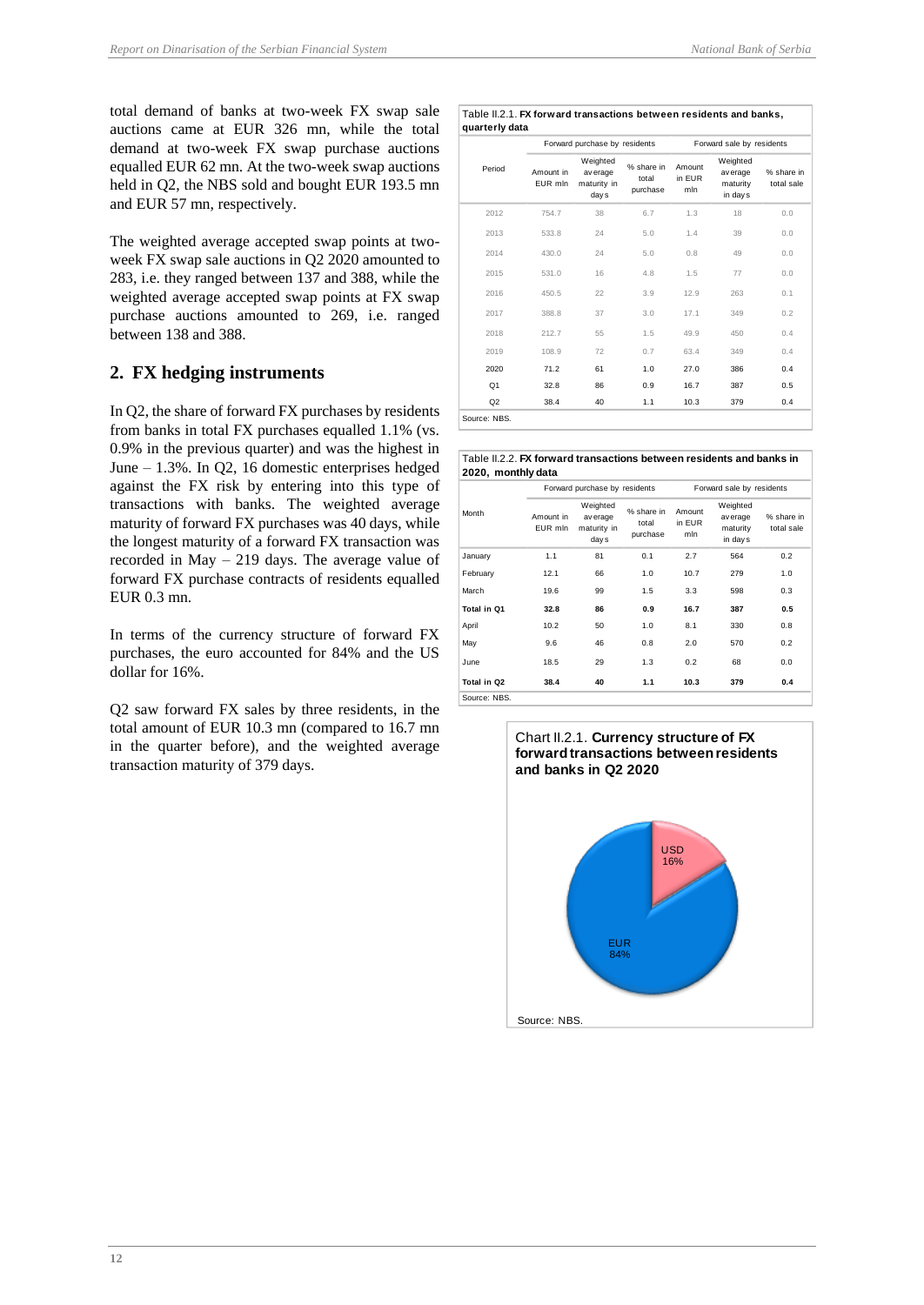total demand of banks at two-week FX swap sale auctions came at EUR 326 mn, while the total demand at two-week FX swap purchase auctions equalled EUR 62 mn. At the two-week swap auctions held in Q2, the NBS sold and bought EUR 193.5 mn and EUR 57 mn, respectively.

The weighted average accepted swap points at two-week FX swap sale auctions in Q2 2020 amounted to 283, i.e. they ranged between 137 and 388, while the weighted average accepted swap points at FX swap purchase auctions amounted to 269, i.e. ranged between 138 and 388.

## 2. FX hedging instruments

In Q2, the share of forward FX purchases by residents from banks in total FX purchases equalled 1.1% (vs. 0.9% in the previous quarter) and was the highest in June – 1.3%. In Q2, 16 domestic enterprises hedged against the FX risk by entering into this type of transactions with banks. The weighted average maturity of forward FX purchases was 40 days, while the longest maturity of a forward FX transaction was recorded in May – 219 days. The average value of forward FX purchase contracts of residents equalled EUR 0.3 mn.

In terms of the currency structure of forward FX purchases, the euro accounted for 84% and the US dollar for 16%.

Q2 saw forward FX sales by three residents, in the total amount of EUR 10.3 mn (compared to 16.7 mn in the quarter before), and the weighted average transaction maturity of 379 days.

Table II.2.1. **FX forward transactions between residents and banks, quarterly data**

| Period | Forward purchase by residents | | | Forward sale by residents | | |
|---|---|---|---|---|---|---|
| | Amount in EUR mln | Weighted average maturity in days | % share in total purchase | Amount in EUR mln | Weighted average maturity in days | % share in total sale |
| 2012 | 754.7 | 38 | 6.7 | 1.3 | 18 | 0.0 |
| 2013 | 533.8 | 24 | 5.0 | 1.4 | 39 | 0.0 |
| 2014 | 430.0 | 24 | 5.0 | 0.8 | 49 | 0.0 |
| 2015 | 531.0 | 16 | 4.8 | 1.5 | 77 | 0.0 |
| 2016 | 450.5 | 22 | 3.9 | 12.9 | 263 | 0.1 |
| 2017 | 388.8 | 37 | 3.0 | 17.1 | 349 | 0.2 |
| 2018 | 212.7 | 55 | 1.5 | 49.9 | 450 | 0.4 |
| 2019 | 108.9 | 72 | 0.7 | 63.4 | 349 | 0.4 |
| 2020 | 71.2 | 61 | 1.0 | 27.0 | 386 | 0.4 |
| Q1 | 32.8 | 86 | 0.9 | 16.7 | 387 | 0.5 |
| Q2 | 38.4 | 40 | 1.1 | 10.3 | 379 | 0.4 |

Source: NBS.

Table II.2.2. **FX forward transactions between residents and banks in 2020, monthly data**

| Month | Forward purchase by residents | | | Forward sale by residents | | |
|---|---|---|---|---|---|---|
| | Amount in EUR mln | Weighted average maturity in days | % share in total purchase | Amount in EUR mln | Weighted average maturity in days | % share in total sale |
| January | 1.1 | 81 | 0.1 | 2.7 | 564 | 0.2 |
| February | 12.1 | 66 | 1.0 | 10.7 | 279 | 1.0 |
| March | 19.6 | 99 | 1.5 | 3.3 | 598 | 0.3 |
| **Total in Q1** | **32.8** | **86** | **0.9** | **16.7** | **387** | **0.5** |
| April | 10.2 | 50 | 1.0 | 8.1 | 330 | 0.8 |
| May | 9.6 | 46 | 0.8 | 2.0 | 570 | 0.2 |
| June | 18.5 | 29 | 1.3 | 0.2 | 68 | 0.0 |
| **Total in Q2** | **38.4** | **40** | **1.1** | **10.3** | **379** | **0.4** |

Source: NBS.

Chart II.2.1. **Currency structure of FX forward transactions between residents and banks in Q2 2020**

USD 16%

EUR 84%

Source: NBS.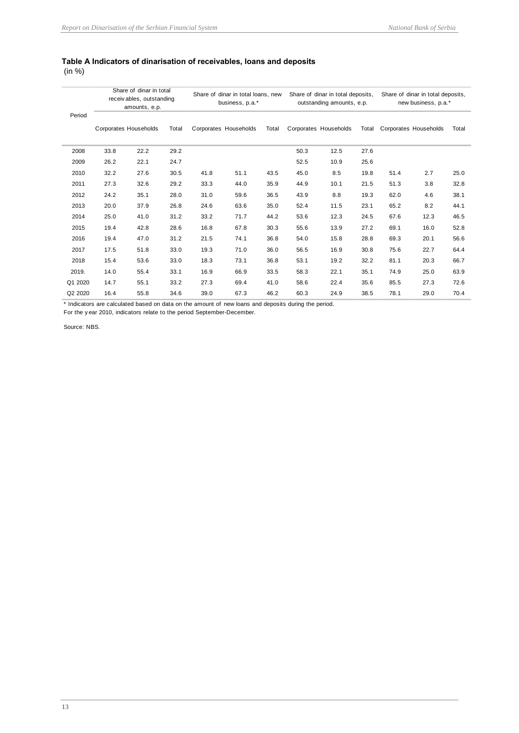**Table A Indicators of dinarisation of receivables, loans and deposits**
(in %)

| Period | Share of dinar in total receivables, outstanding amounts, e.p. | | | Share of dinar in total loans, new business, p.a.* | | | Share of dinar in total deposits, outstanding amounts, e.p. | | | Share of dinar in total deposits, new business, p.a.* | | |
|---|---|---|---|---|---|---|---|---|---|---|---|---|
| | Corporates | Households | Total | Corporates | Households | Total | Corporates | Households | Total | Corporates | Households | Total |
| 2008 | 33.8 | 22.2 | 29.2 | | | | 50.3 | 12.5 | 27.6 | | | |
| 2009 | 26.2 | 22.1 | 24.7 | | | | 52.5 | 10.9 | 25.6 | | | |
| 2010 | 32.2 | 27.6 | 30.5 | 41.8 | 51.1 | 43.5 | 45.0 | 8.5 | 19.8 | 51.4 | 2.7 | 25.0 |
| 2011 | 27.3 | 32.6 | 29.2 | 33.3 | 44.0 | 35.9 | 44.9 | 10.1 | 21.5 | 51.3 | 3.8 | 32.8 |
| 2012 | 24.2 | 35.1 | 28.0 | 31.0 | 59.6 | 36.5 | 43.9 | 8.8 | 19.3 | 62.0 | 4.6 | 38.1 |
| 2013 | 20.0 | 37.9 | 26.8 | 24.6 | 63.6 | 35.0 | 52.4 | 11.5 | 23.1 | 65.2 | 8.2 | 44.1 |
| 2014 | 25.0 | 41.0 | 31.2 | 33.2 | 71.7 | 44.2 | 53.6 | 12.3 | 24.5 | 67.6 | 12.3 | 46.5 |
| 2015 | 19.4 | 42.8 | 28.6 | 16.8 | 67.8 | 30.3 | 55.6 | 13.9 | 27.2 | 69.1 | 16.0 | 52.8 |
| 2016 | 19.4 | 47.0 | 31.2 | 21.5 | 74.1 | 36.8 | 54.0 | 15.8 | 28.8 | 69.3 | 20.1 | 56.6 |
| 2017 | 17.5 | 51.8 | 33.0 | 19.3 | 71.0 | 36.0 | 56.5 | 16.9 | 30.8 | 75.6 | 22.7 | 64.4 |
| 2018 | 15.4 | 53.6 | 33.0 | 18.3 | 73.1 | 36.8 | 53.1 | 19.2 | 32.2 | 81.1 | 20.3 | 66.7 |
| 2019. | 14.0 | 55.4 | 33.1 | 16.9 | 66.9 | 33.5 | 58.3 | 22.1 | 35.1 | 74.9 | 25.0 | 63.9 |
| Q1 2020 | 14.7 | 55.1 | 33.2 | 27.3 | 69.4 | 41.0 | 58.6 | 22.4 | 35.6 | 85.5 | 27.3 | 72.6 |
| Q2 2020 | 16.4 | 55.8 | 34.6 | 39.0 | 67.3 | 46.2 | 60.3 | 24.9 | 38.5 | 78.1 | 29.0 | 70.4 |

* Indicators are calculated based on data on the amount of new loans and deposits during the period.
For the year 2010, indicators relate to the period September-December.

Source: NBS.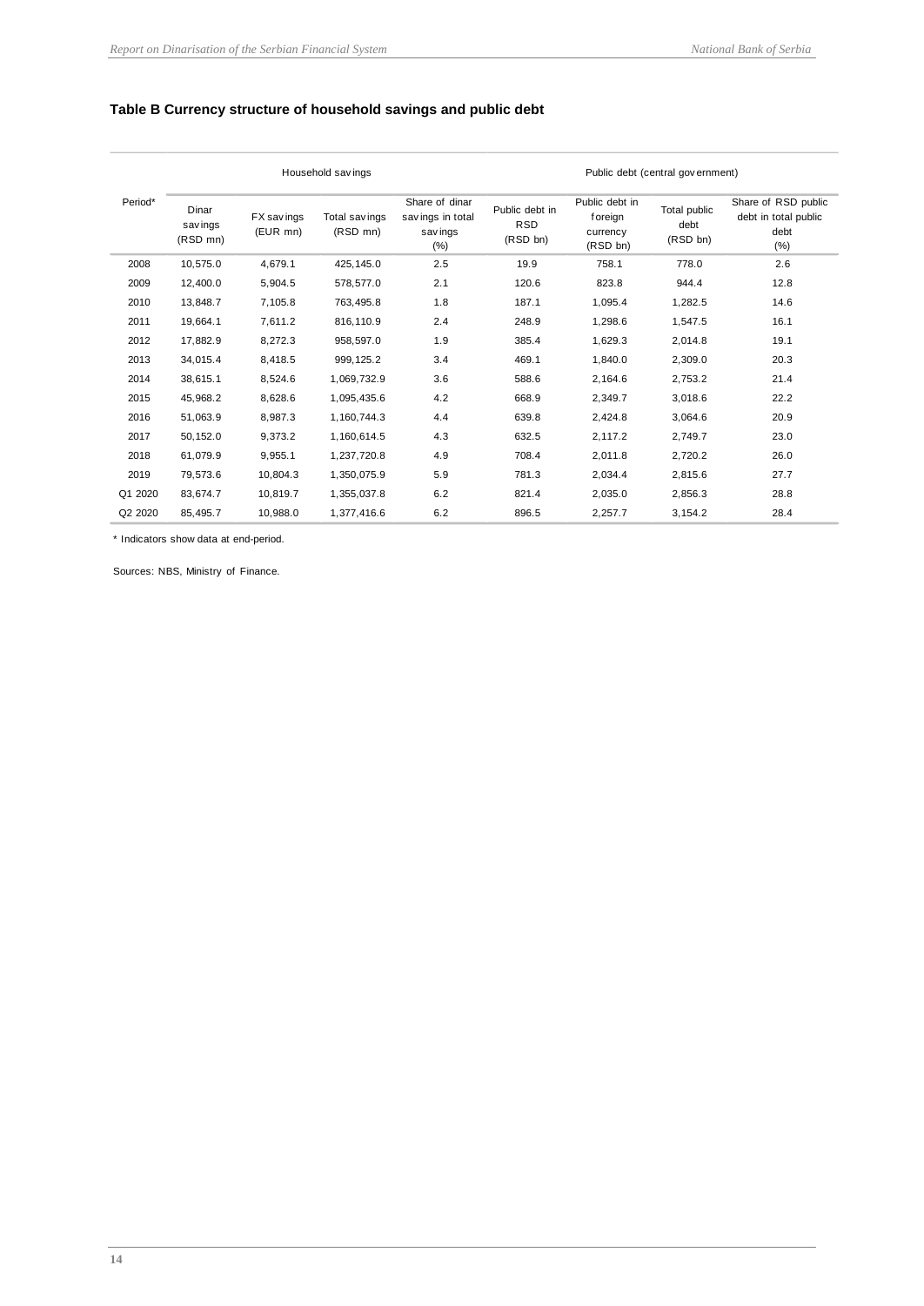**Table B Currency structure of household savings and public debt**

| Period* | Household savings | | | | Public debt (central government) | | | |
|---|---|---|---|---|---|---|---|---|
| | Dinar savings (RSD mn) | FX savings (EUR mn) | Total savings (RSD mn) | Share of dinar savings in total savings (%) | Public debt in RSD (RSD bn) | Public debt in foreign currency (RSD bn) | Total public debt (RSD bn) | Share of RSD public debt in total public debt (%) |
| 2008 | 10,575.0 | 4,679.1 | 425,145.0 | 2.5 | 19.9 | 758.1 | 778.0 | 2.6 |
| 2009 | 12,400.0 | 5,904.5 | 578,577.0 | 2.1 | 120.6 | 823.8 | 944.4 | 12.8 |
| 2010 | 13,848.7 | 7,105.8 | 763,495.8 | 1.8 | 187.1 | 1,095.4 | 1,282.5 | 14.6 |
| 2011 | 19,664.1 | 7,611.2 | 816,110.9 | 2.4 | 248.9 | 1,298.6 | 1,547.5 | 16.1 |
| 2012 | 17,882.9 | 8,272.3 | 958,597.0 | 1.9 | 385.4 | 1,629.3 | 2,014.8 | 19.1 |
| 2013 | 34,015.4 | 8,418.5 | 999,125.2 | 3.4 | 469.1 | 1,840.0 | 2,309.0 | 20.3 |
| 2014 | 38,615.1 | 8,524.6 | 1,069,732.9 | 3.6 | 588.6 | 2,164.6 | 2,753.2 | 21.4 |
| 2015 | 45,968.2 | 8,628.6 | 1,095,435.6 | 4.2 | 668.9 | 2,349.7 | 3,018.6 | 22.2 |
| 2016 | 51,063.9 | 8,987.3 | 1,160,744.3 | 4.4 | 639.8 | 2,424.8 | 3,064.6 | 20.9 |
| 2017 | 50,152.0 | 9,373.2 | 1,160,614.5 | 4.3 | 632.5 | 2,117.2 | 2,749.7 | 23.0 |
| 2018 | 61,079.9 | 9,955.1 | 1,237,720.8 | 4.9 | 708.4 | 2,011.8 | 2,720.2 | 26.0 |
| 2019 | 79,573.6 | 10,804.3 | 1,350,075.9 | 5.9 | 781.3 | 2,034.4 | 2,815.6 | 27.7 |
| Q1 2020 | 83,674.7 | 10,819.7 | 1,355,037.8 | 6.2 | 821.4 | 2,035.0 | 2,856.3 | 28.8 |
| Q2 2020 | 85,495.7 | 10,988.0 | 1,377,416.6 | 6.2 | 896.5 | 2,257.7 | 3,154.2 | 28.4 |

\* Indicators show data at end-period.

Sources: NBS, Ministry of Finance.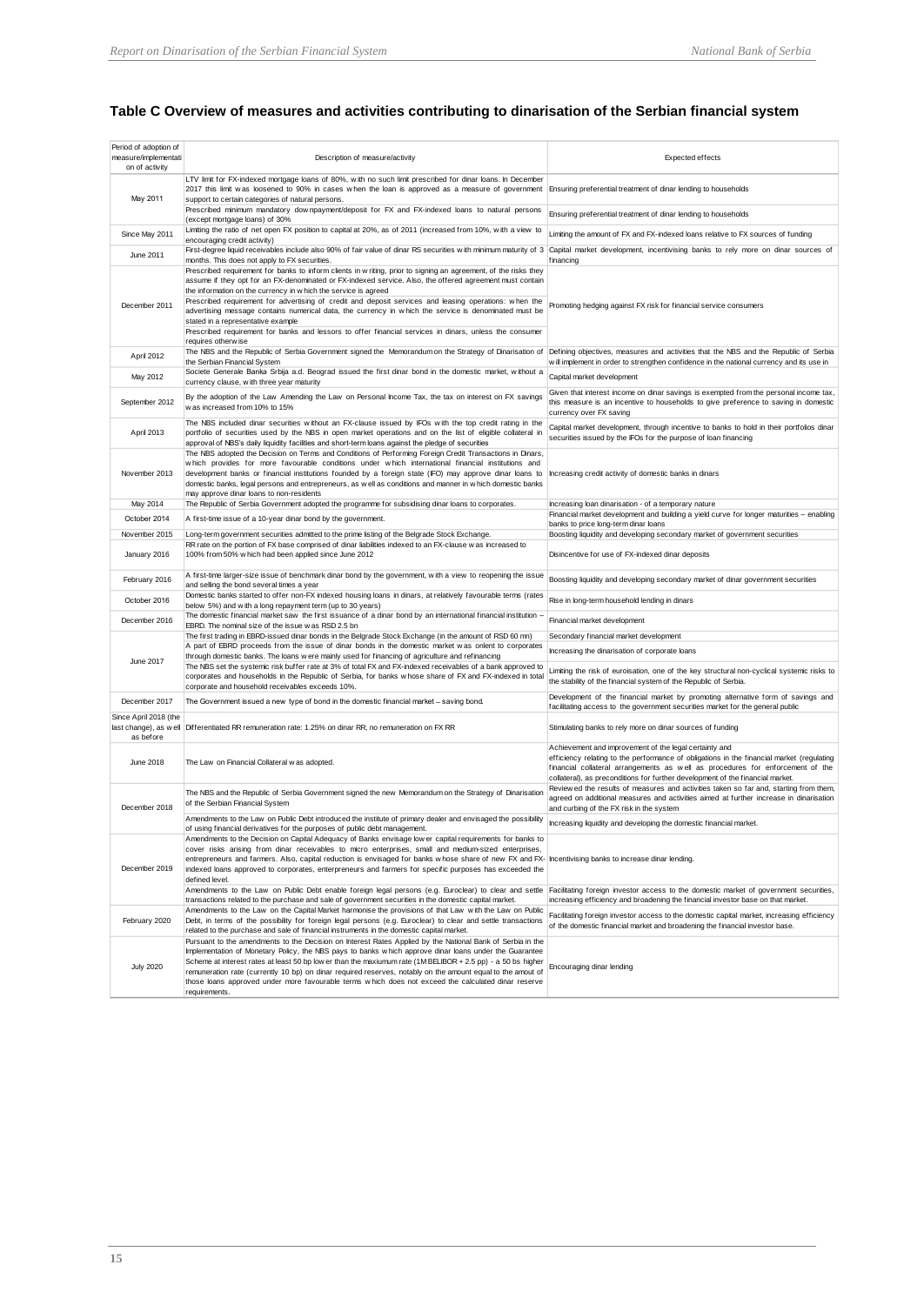## Table C Overview of measures and activities contributing to dinarisation of the Serbian financial system

| Period of adoption of measure/implementation of activity | Description of measure/activity | Expected effects |
|---|---|---|
| May 2011 | LTV limit for FX-indexed mortgage loans of 80%, with no such limit prescribed for dinar loans. In December 2017 this limit was loosened to 90% in cases when the loan is approved as a measure of government support to certain categories of natural persons. | Ensuring preferential treatment of dinar lending to households |
| | Prescribed minimum mandatory downpayment/deposit for FX and FX-indexed loans to natural persons (except mortgage loans) of 30% | Ensuring preferential treatment of dinar lending to households |
| Since May 2011 | Limiting the ratio of net open FX position to capital at 20%, as of 2011 (increased from 10%, with a view to encouraging credit activity) | Limiting the amount of FX and FX-indexed loans relative to FX sources of funding |
| June 2011 | First-degree liquid receivables include also 90% of fair value of dinar RS securities with minimum maturity of 3 months. This does not apply to FX securities. | Capital market development, incentivising banks to rely more on dinar sources of financing |
| December 2011 | Prescribed requirement for banks to inform clients in writing, prior to signing an agreement, of the risks they assume if they opt for an FX-denominated or FX-indexed service. Also, the offered agreement must contain the information on the currency in which the service is agreed<br>Prescribed requirement for advertising of credit and deposit services and leasing operations: when the advertising message contains numerical data, the currency in which the service is denominated must be stated in a representative example<br>Prescribed requirement for banks and lessors to offer financial services in dinars, unless the consumer requires otherwise | Promoting hedging against FX risk for financial service consumers |
| April 2012 | The NBS and the Republic of Serbia Government signed the Memorandum on the Strategy of Dinarisation of the Serbian Financial System | Defining objectives, measures and activities that the NBS and the Republic of Serbia will implement in order to strengthen confidence in the national currency and its use in |
| May 2012 | Societe Generale Banka Srbija a.d. Beograd issued the first dinar bond in the domestic market, without a currency clause, with three year maturity | Capital market development |
| September 2012 | By the adoption of the Law Amending the Law on Personal Income Tax, the tax on interest on FX savings was increased from 10% to 15% | Given that interest income on dinar savings is exempted from the personal income tax, this measure is an incentive to households to give preference to saving in domestic currency over FX saving |
| April 2013 | The NBS included dinar securities without an FX-clause issued by IFOs with the top credit rating in the portfolio of securities used by the NBS in open market operations and on the list of eligible collateral in approval of NBS's daily liquidity facilities and short-term loans against the pledge of securities | Capital market development, through incentive to banks to hold in their portfolios dinar securities issued by the IFOs for the purpose of loan financing |
| November 2013 | The NBS adopted the Decision on Terms and Conditions of Performing Foreign Credit Transactions in Dinars, which provides for more favourable conditions under which international financial institutions and development banks or financial institutions founded by a foreign state (IFO) may approve dinar loans to domestic banks, legal persons and entrepreneurs, as well as conditions and manner in which domestic banks may approve dinar loans to non-residents | Increasing credit activity of domestic banks in dinars |
| May 2014 | The Republic of Serbia Government adopted the programme for subsidising dinar loans to corporates. | Increasing loan dinarisation - of a temporary nature |
| October 2014 | A first-time issue of a 10-year dinar bond by the government. | Financial market development and building a yield curve for longer maturities – enabling banks to price long-term dinar loans |
| November 2015 | Long-term government securities admitted to the prime listing of the Belgrade Stock Exchange. | Boosting liquidity and developing secondary market of government securities |
| January 2016 | RR rate on the portion of FX base comprised of dinar liabilities indexed to an FX-clause was increased to 100% from 50% which had been applied since June 2012 | Disincentive for use of FX-indexed dinar deposits |
| February 2016 | A first-time larger-size issue of benchmark dinar bond by the government, with a view to reopening the issue and selling the bond several times a year | Boosting liquidity and developing secondary market of dinar government securities |
| October 2016 | Domestic banks started to offer non-FX indexed housing loans in dinars, at relatively favourable terms (rates below 5%) and with a long repayment term (up to 30 years) | Rise in long-term household lending in dinars |
| December 2016 | The domestic financial market saw the first issuance of a dinar bond by an international financial institution – EBRD. The nominal size of the issue was RSD 2.5 bn | Financial market development |
| June 2017 | The first trading in EBRD-issued dinar bonds in the Belgrade Stock Exchange (in the amount of RSD 60 mn) | Secondary financial market development |
| | A part of EBRD proceeds from the issue of dinar bonds in the domestic market was onlent to corporates through domestic banks. The loans were mainly used for financing of agriculture and refinancing | Increasing the dinarisation of corporate loans |
| | The NBS set the systemic risk buffer rate at 3% of total FX and FX-indexed receivables of a bank approved to corporates and households in the Republic of Serbia, for banks whose share of FX and FX-indexed in total corporate and household receivables exceeds 10%. | Limiting the risk of euroisation, one of the key structural non-cyclical systemic risks to the stability of the financial system of the Republic of Serbia. |
| December 2017 | The Government issued a new type of bond in the domestic financial market – saving bond. | Development of the financial market by promoting alternative form of savings and facilitating access to the government securities market for the general public |
| Since April 2018 (the last change), as well as before | Differentiated RR remuneration rate: 1.25% on dinar RR, no remuneration on FX RR | Stimulating banks to rely more on dinar sources of funding |
| June 2018 | The Law on Financial Collateral was adopted. | Achievement and improvement of the legal certainty and efficiency relating to the performance of obligations in the financial market (regulating financial collateral arrangements as well as procedures for enforcement of the collateral), as preconditions for further development of the financial market. |
| December 2018 | The NBS and the Republic of Serbia Government signed the new Memorandum on the Strategy of Dinarisation of the Serbian Financial System | Reviewed the results of measures and activities taken so far and, starting from them, agreed on additional measures and activities aimed at further increase in dinarisation and curbing of the FX risk in the system |
| | Amendments to the Law on Public Debt introduced the institute of primary dealer and envisaged the possibility of using financial derivatives for the purposes of public debt management. | Increasing liquidity and developing the domestic financial market. |
| December 2019 | Amendments to the Decision on Capital Adequacy of Banks envisage lower capital requirements for banks to cover risks arising from dinar receivables to micro enterprises, small and medium-sized enterprises, entrepreneurs and farmers. Also, capital reduction is envisaged for banks whose share of new FX and FX-indexed loans approved to corporates, enterpreneurs and farmers for specific purposes has exceeded the defined level. | Incentivising banks to increase dinar lending. |
| | Amendments to the Law on Public Debt enable foreign legal persons (e.g. Euroclear) to clear and settle transactions related to the purchase and sale of government securities in the domestic capital market. | Facilitating foreign investor access to the domestic market of government securities, increasing efficiency and broadening the financial investor base on that market. |
| February 2020 | Amendments to the Law on the Capital Market harmonise the provisions of that Law with the Law on Public Debt, in terms of the possibility for foreign legal persons (e.g. Euroclear) to clear and settle transactions related to the purchase and sale of financial instruments in the domestic capital market. | Facilitating foreign investor access to the domestic capital market, increasing efficiency of the domestic financial market and broadening the financial investor base. |
| July 2020 | Pursuant to the amendments to the Decision on Interest Rates Applied by the National Bank of Serbia in the Implementation of Monetary Policy, the NBS pays to banks which approve dinar loans under the Guarantee Scheme at interest rates at least 50 bp lower than the maxiumum rate (1M BELIBOR + 2.5 pp) - a 50 bs higher remuneration rate (currently 10 bp) on dinar required reserves, notably on the amount equal to the amout of those loans approved under more favourable terms which does not exceed the calculated dinar reserve requirements. | Encouraging dinar lending |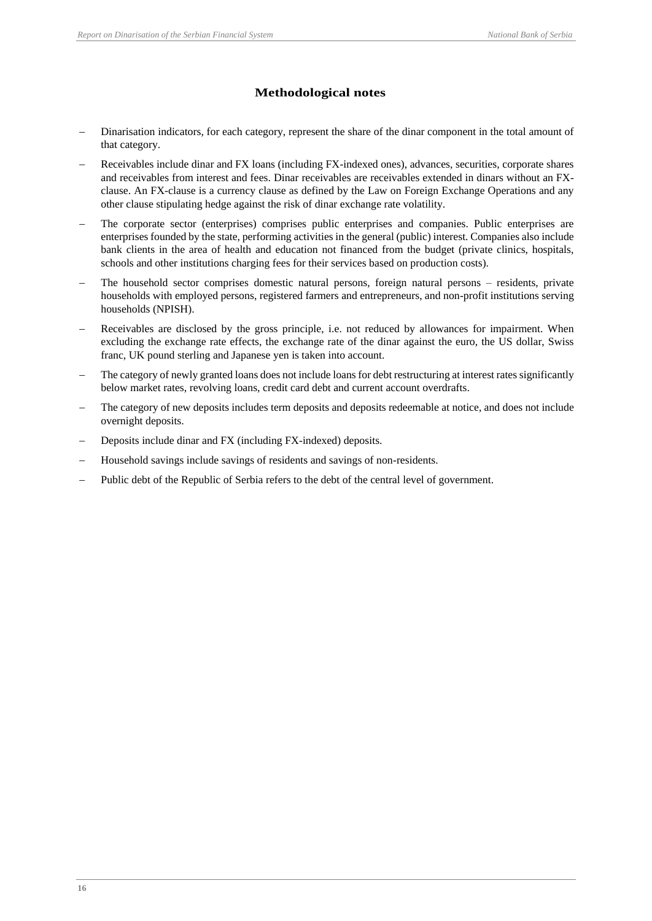## Methodological notes

- Dinarisation indicators, for each category, represent the share of the dinar component in the total amount of that category.
- Receivables include dinar and FX loans (including FX-indexed ones), advances, securities, corporate shares and receivables from interest and fees. Dinar receivables are receivables extended in dinars without an FX-clause. An FX-clause is a currency clause as defined by the Law on Foreign Exchange Operations and any other clause stipulating hedge against the risk of dinar exchange rate volatility.
- The corporate sector (enterprises) comprises public enterprises and companies. Public enterprises are enterprises founded by the state, performing activities in the general (public) interest. Companies also include bank clients in the area of health and education not financed from the budget (private clinics, hospitals, schools and other institutions charging fees for their services based on production costs).
- The household sector comprises domestic natural persons, foreign natural persons – residents, private households with employed persons, registered farmers and entrepreneurs, and non-profit institutions serving households (NPISH).
- Receivables are disclosed by the gross principle, i.e. not reduced by allowances for impairment. When excluding the exchange rate effects, the exchange rate of the dinar against the euro, the US dollar, Swiss franc, UK pound sterling and Japanese yen is taken into account.
- The category of newly granted loans does not include loans for debt restructuring at interest rates significantly below market rates, revolving loans, credit card debt and current account overdrafts.
- The category of new deposits includes term deposits and deposits redeemable at notice, and does not include overnight deposits.
- Deposits include dinar and FX (including FX-indexed) deposits.
- Household savings include savings of residents and savings of non-residents.
- Public debt of the Republic of Serbia refers to the debt of the central level of government.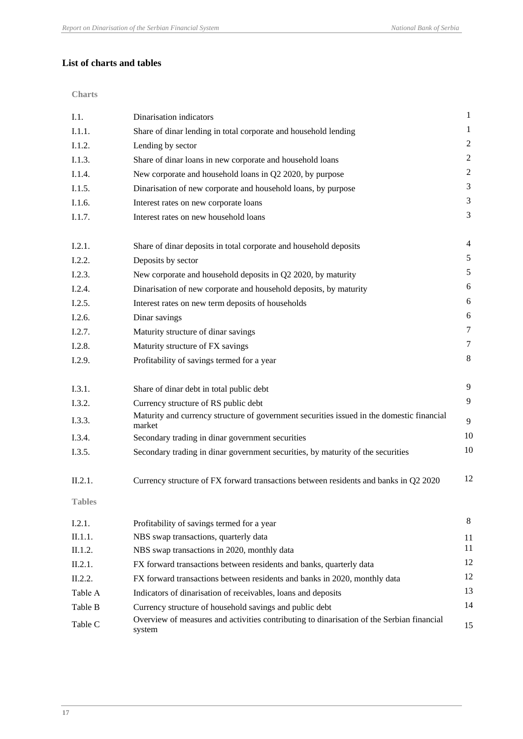## List of charts and tables

### Charts

| | | |
|---|---|---|
| I.1. | Dinarisation indicators | 1 |
| I.1.1. | Share of dinar lending in total corporate and household lending | 1 |
| I.1.2. | Lending by sector | 2 |
| I.1.3. | Share of dinar loans in new corporate and household loans | 2 |
| I.1.4. | New corporate and household loans in Q2 2020, by purpose | 2 |
| I.1.5. | Dinarisation of new corporate and household loans, by purpose | 3 |
| I.1.6. | Interest rates on new corporate loans | 3 |
| I.1.7. | Interest rates on new household loans | 3 |
| I.2.1. | Share of dinar deposits in total corporate and household deposits | 4 |
| I.2.2. | Deposits by sector | 5 |
| I.2.3. | New corporate and household deposits in Q2 2020, by maturity | 5 |
| I.2.4. | Dinarisation of new corporate and household deposits, by maturity | 6 |
| I.2.5. | Interest rates on new term deposits of households | 6 |
| I.2.6. | Dinar savings | 6 |
| I.2.7. | Maturity structure of dinar savings | 7 |
| I.2.8. | Maturity structure of FX savings | 7 |
| I.2.9. | Profitability of savings termed for a year | 8 |
| I.3.1. | Share of dinar debt in total public debt | 9 |
| I.3.2. | Currency structure of RS public debt | 9 |
| I.3.3. | Maturity and currency structure of government securities issued in the domestic financial market | 9 |
| I.3.4. | Secondary trading in dinar government securities | 10 |
| I.3.5. | Secondary trading in dinar government securities, by maturity of the securities | 10 |
| II.2.1. | Currency structure of FX forward transactions between residents and banks in Q2 2020 | 12 |

### Tables

| | | |
|---|---|---|
| I.2.1. | Profitability of savings termed for a year | 8 |
| II.1.1. | NBS swap transactions, quarterly data | 11 |
| II.1.2. | NBS swap transactions in 2020, monthly data | 11 |
| II.2.1. | FX forward transactions between residents and banks, quarterly data | 12 |
| II.2.2. | FX forward transactions between residents and banks in 2020, monthly data | 12 |
| Table A | Indicators of dinarisation of receivables, loans and deposits | 13 |
| Table B | Currency structure of household savings and public debt | 14 |
| Table C | Overview of measures and activities contributing to dinarisation of the Serbian financial system | 15 |